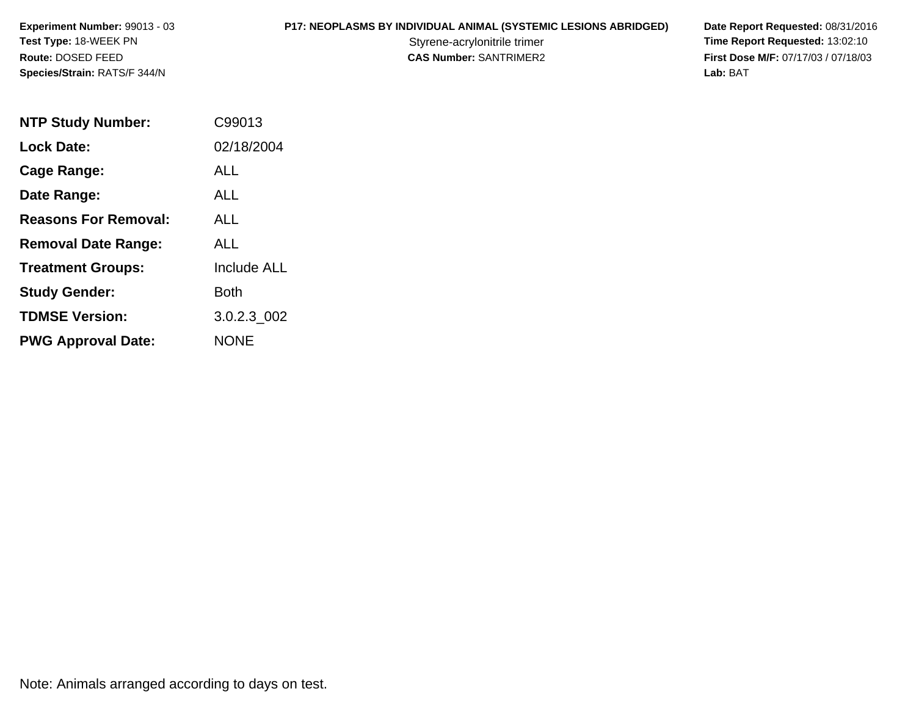**Experiment Number:** 99013 - 03
**Test Type:** 18-WEEK PN
**Route:** DOSED FEED
**Species/Strain:** RATS/F 344/N

**P17: NEOPLASMS BY INDIVIDUAL ANIMAL (SYSTEMIC LESIONS ABRIDGED)**
Styrene-acrylonitrile trimer
**CAS Number:** SANTRIMER2

**Date Report Requested:** 08/31/2016
**Time Report Requested:** 13:02:10
**First Dose M/F:** 07/17/03 / 07/18/03
**Lab:** BAT

| | |
|---|---|
| **NTP Study Number:** | C99013 |
| **Lock Date:** | 02/18/2004 |
| **Cage Range:** | ALL |
| **Date Range:** | ALL |
| **Reasons For Removal:** | ALL |
| **Removal Date Range:** | ALL |
| **Treatment Groups:** | Include ALL |
| **Study Gender:** | Both |
| **TDMSE Version:** | 3.0.2.3_002 |
| **PWG Approval Date:** | NONE |

Note: Animals arranged according to days on test.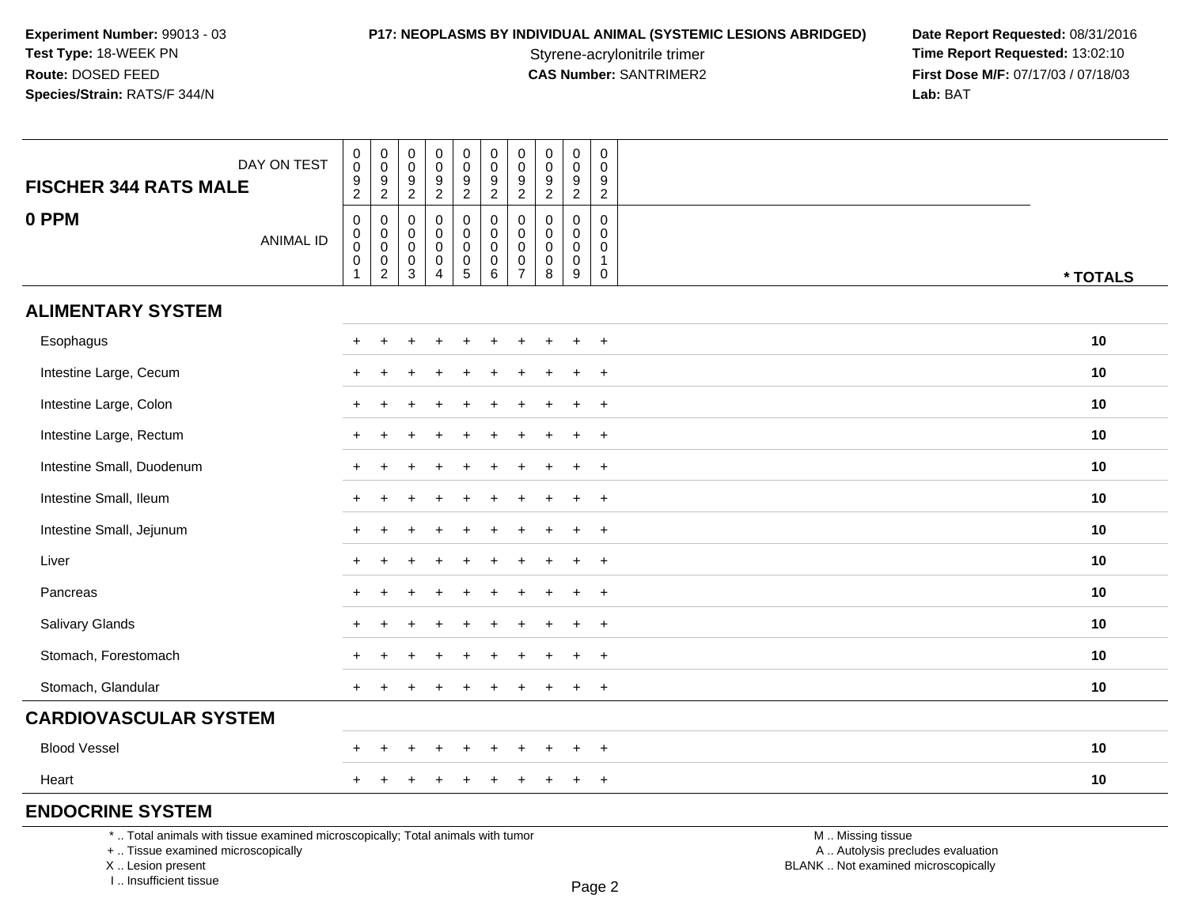**Experiment Number:** 99013 - 03
**Test Type:** 18-WEEK PN
**Route:** DOSED FEED
**Species/Strain:** RATS/F 344/N

**P17: NEOPLASMS BY INDIVIDUAL ANIMAL (SYSTEMIC LESIONS ABRIDGED)**
Styrene-acrylonitrile trimer
**CAS Number:** SANTRIMER2

**Date Report Requested:** 08/31/2016
**Time Report Requested:** 13:02:10
**First Dose M/F:** 07/17/03 / 07/18/03
**Lab:** BAT

| FISCHER 344 RATS MALE — DAY ON TEST | 0092 | 0092 | 0092 | 0092 | 0092 | 0092 | 0092 | 0092 | 0092 | 0092 | |
|---|---|---|---|---|---|---|---|---|---|---|---|
| **0 PPM** — ANIMAL ID | 00001 | 00002 | 00003 | 00004 | 00005 | 00006 | 00007 | 00008 | 00009 | 00010 | *** TOTALS** |
| **ALIMENTARY SYSTEM** | | | | | | | | | | | |
| Esophagus | + | + | + | + | + | + | + | + | + | + | **10** |
| Intestine Large, Cecum | + | + | + | + | + | + | + | + | + | + | **10** |
| Intestine Large, Colon | + | + | + | + | + | + | + | + | + | + | **10** |
| Intestine Large, Rectum | + | + | + | + | + | + | + | + | + | + | **10** |
| Intestine Small, Duodenum | + | + | + | + | + | + | + | + | + | + | **10** |
| Intestine Small, Ileum | + | + | + | + | + | + | + | + | + | + | **10** |
| Intestine Small, Jejunum | + | + | + | + | + | + | + | + | + | + | **10** |
| Liver | + | + | + | + | + | + | + | + | + | + | **10** |
| Pancreas | + | + | + | + | + | + | + | + | + | + | **10** |
| Salivary Glands | + | + | + | + | + | + | + | + | + | + | **10** |
| Stomach, Forestomach | + | + | + | + | + | + | + | + | + | + | **10** |
| Stomach, Glandular | + | + | + | + | + | + | + | + | + | + | **10** |
| **CARDIOVASCULAR SYSTEM** | | | | | | | | | | | |
| Blood Vessel | + | + | + | + | + | + | + | + | + | + | **10** |
| Heart | + | + | + | + | + | + | + | + | + | + | **10** |
| **ENDOCRINE SYSTEM** | | | | | | | | | | | |

* .. Total animals with tissue examined microscopically; Total animals with tumor
+ .. Tissue examined microscopically
X .. Lesion present
I .. Insufficient tissue

M .. Missing tissue
A .. Autolysis precludes evaluation
BLANK .. Not examined microscopically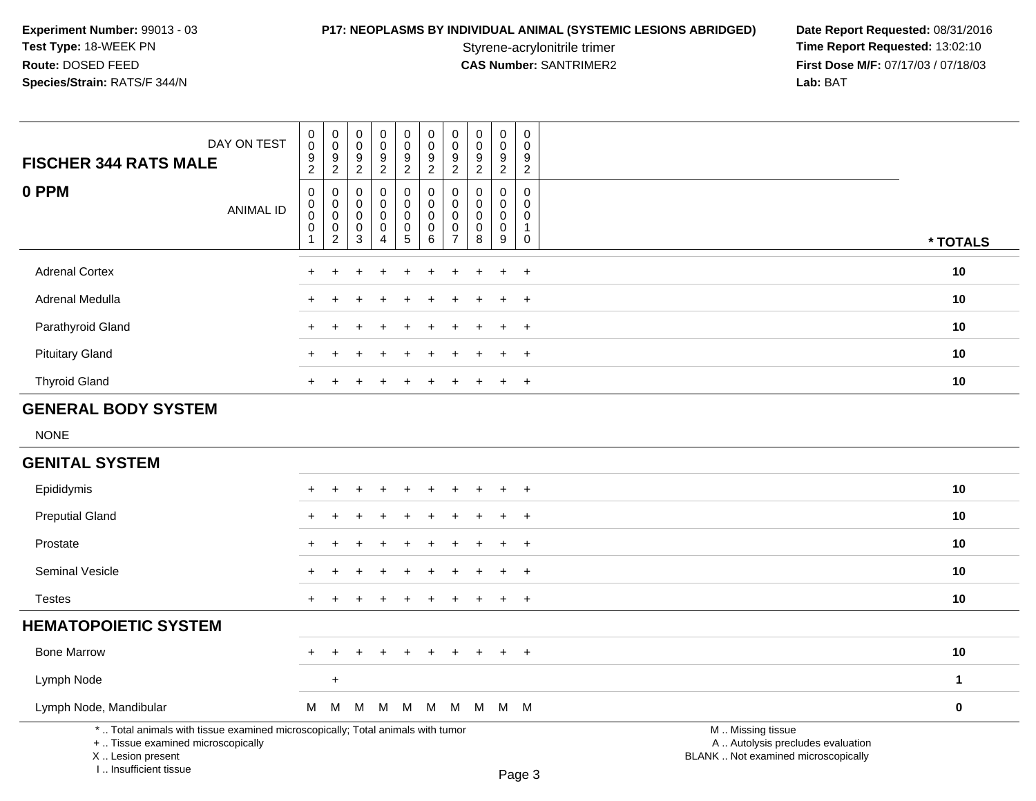**Experiment Number:** 99013 - 03
**Test Type:** 18-WEEK PN
**Route:** DOSED FEED
**Species/Strain:** RATS/F 344/N

**P17: NEOPLASMS BY INDIVIDUAL ANIMAL (SYSTEMIC LESIONS ABRIDGED)**
Styrene-acrylonitrile trimer
**CAS Number:** SANTRIMER2

**Date Report Requested:** 08/31/2016
**Time Report Requested:** 13:02:10
**First Dose M/F:** 07/17/03 / 07/18/03
**Lab:** BAT

| FISCHER 344 RATS MALE — DAY ON TEST | 0092 | 0092 | 0092 | 0092 | 0092 | 0092 | 0092 | 0092 | 0092 | 0092 | |
|---|---|---|---|---|---|---|---|---|---|---|---|
| **0 PPM** — ANIMAL ID | 00001 | 00002 | 00003 | 00004 | 00005 | 00006 | 00007 | 00008 | 00009 | 00010 | *** TOTALS** |
| Adrenal Cortex | + | + | + | + | + | + | + | + | + | + | **10** |
| Adrenal Medulla | + | + | + | + | + | + | + | + | + | + | **10** |
| Parathyroid Gland | + | + | + | + | + | + | + | + | + | + | **10** |
| Pituitary Gland | + | + | + | + | + | + | + | + | + | + | **10** |
| Thyroid Gland | + | + | + | + | + | + | + | + | + | + | **10** |
| **GENERAL BODY SYSTEM** | | | | | | | | | | | |
| NONE | | | | | | | | | | | |
| **GENITAL SYSTEM** | | | | | | | | | | | |
| Epididymis | + | + | + | + | + | + | + | + | + | + | **10** |
| Preputial Gland | + | + | + | + | + | + | + | + | + | + | **10** |
| Prostate | + | + | + | + | + | + | + | + | + | + | **10** |
| Seminal Vesicle | + | + | + | + | + | + | + | + | + | + | **10** |
| Testes | + | + | + | + | + | + | + | + | + | + | **10** |
| **HEMATOPOIETIC SYSTEM** | | | | | | | | | | | |
| Bone Marrow | + | + | + | + | + | + | + | + | + | + | **10** |
| Lymph Node | | + | | | | | | | | | **1** |
| Lymph Node, Mandibular | M | M | M | M | M | M | M | M | M | M | **0** |

\* .. Total animals with tissue examined microscopically; Total animals with tumor
\+ .. Tissue examined microscopically
X .. Lesion present
I .. Insufficient tissue

M .. Missing tissue
A .. Autolysis precludes evaluation
BLANK .. Not examined microscopically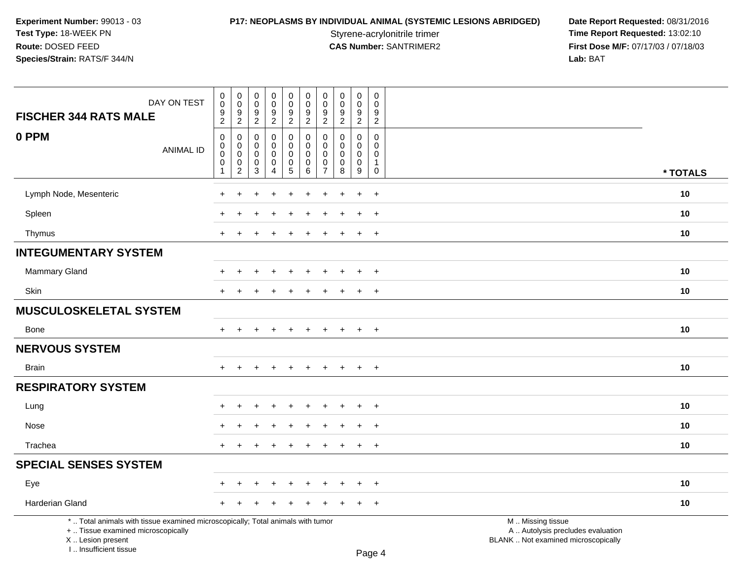**Experiment Number:** 99013 - 03
**Test Type:** 18-WEEK PN
**Route:** DOSED FEED
**Species/Strain:** RATS/F 344/N

**P17: NEOPLASMS BY INDIVIDUAL ANIMAL (SYSTEMIC LESIONS ABRIDGED)**
Styrene-acrylonitrile trimer
**CAS Number:** SANTRIMER2

**Date Report Requested:** 08/31/2016
**Time Report Requested:** 13:02:10
**First Dose M/F:** 07/17/03 / 07/18/03
**Lab:** BAT

| FISCHER 344 RATS MALE — DAY ON TEST | 0092 | 0092 | 0092 | 0092 | 0092 | 0092 | 0092 | 0092 | 0092 | 0092 | |
|---|---|---|---|---|---|---|---|---|---|---|---|
| **0 PPM** — ANIMAL ID | 00001 | 00002 | 00003 | 00004 | 00005 | 00006 | 00007 | 00008 | 00009 | 00010 | * TOTALS |
| Lymph Node, Mesenteric | + | + | + | + | + | + | + | + | + | + | 10 |
| Spleen | + | + | + | + | + | + | + | + | + | + | 10 |
| Thymus | + | + | + | + | + | + | + | + | + | + | 10 |
| **INTEGUMENTARY SYSTEM** | | | | | | | | | | | |
| Mammary Gland | + | + | + | + | + | + | + | + | + | + | 10 |
| Skin | + | + | + | + | + | + | + | + | + | + | 10 |
| **MUSCULOSKELETAL SYSTEM** | | | | | | | | | | | |
| Bone | + | + | + | + | + | + | + | + | + | + | 10 |
| **NERVOUS SYSTEM** | | | | | | | | | | | |
| Brain | + | + | + | + | + | + | + | + | + | + | 10 |
| **RESPIRATORY SYSTEM** | | | | | | | | | | | |
| Lung | + | + | + | + | + | + | + | + | + | + | 10 |
| Nose | + | + | + | + | + | + | + | + | + | + | 10 |
| Trachea | + | + | + | + | + | + | + | + | + | + | 10 |
| **SPECIAL SENSES SYSTEM** | | | | | | | | | | | |
| Eye | + | + | + | + | + | + | + | + | + | + | 10 |
| Harderian Gland | + | + | + | + | + | + | + | + | + | + | 10 |

* .. Total animals with tissue examined microscopically; Total animals with tumor
+ .. Tissue examined microscopically
X .. Lesion present
I .. Insufficient tissue

M .. Missing tissue
A .. Autolysis precludes evaluation
BLANK .. Not examined microscopically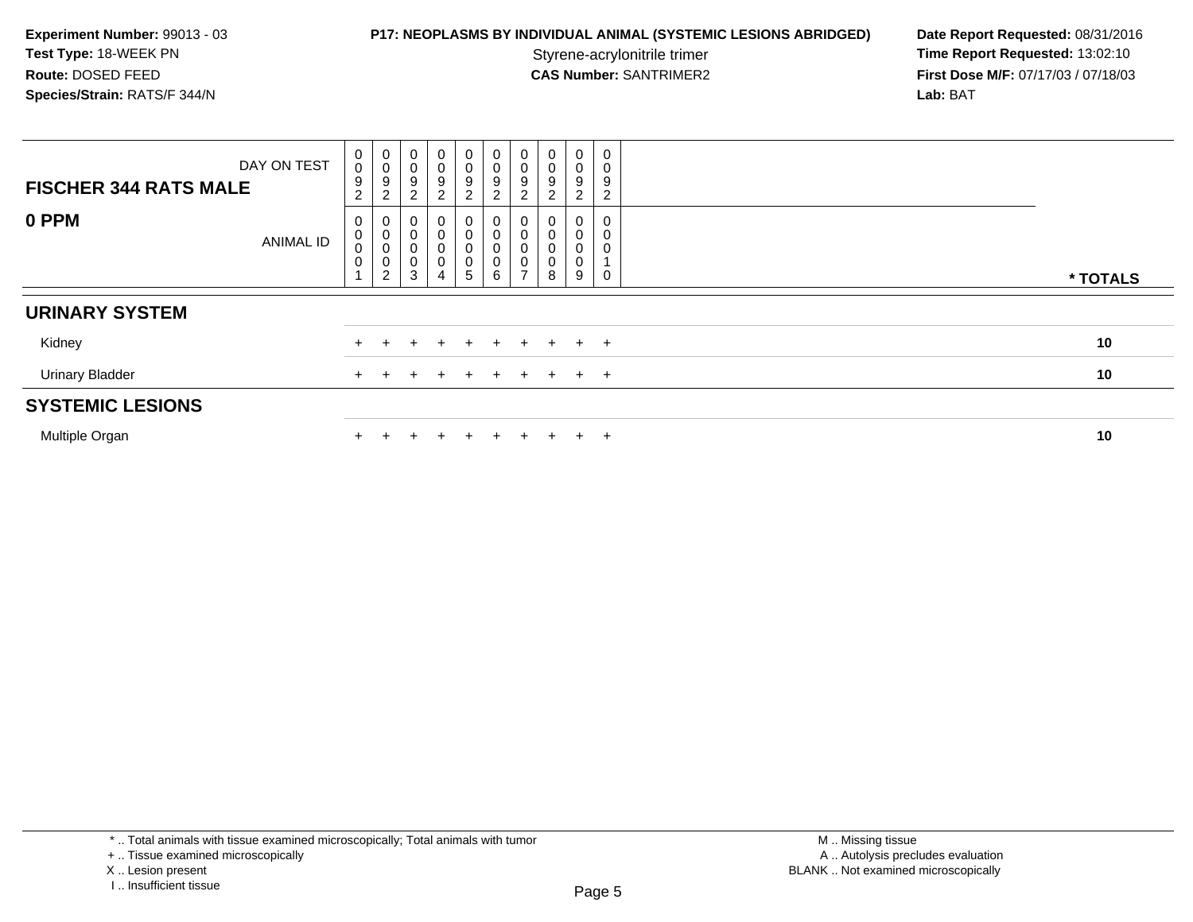**Experiment Number:** 99013 - 03
**Test Type:** 18-WEEK PN
**Route:** DOSED FEED
**Species/Strain:** RATS/F 344/N

**P17: NEOPLASMS BY INDIVIDUAL ANIMAL (SYSTEMIC LESIONS ABRIDGED)**
Styrene-acrylonitrile trimer
**CAS Number:** SANTRIMER2

**Date Report Requested:** 08/31/2016
**Time Report Requested:** 13:02:10
**First Dose M/F:** 07/17/03 / 07/18/03
**Lab:** BAT

| FISCHER 344 RATS MALE — DAY ON TEST | 0092 | 0092 | 0092 | 0092 | 0092 | 0092 | 0092 | 0092 | 0092 | 0092 | |
|---|---|---|---|---|---|---|---|---|---|---|---|
| **0 PPM** — ANIMAL ID | 00001 | 00002 | 00003 | 00004 | 00005 | 00006 | 00007 | 00008 | 00009 | 00010 | * TOTALS |
| **URINARY SYSTEM** | | | | | | | | | | | |
| Kidney | + | + | + | + | + | + | + | + | + | + | 10 |
| Urinary Bladder | + | + | + | + | + | + | + | + | + | + | 10 |
| **SYSTEMIC LESIONS** | | | | | | | | | | | |
| Multiple Organ | + | + | + | + | + | + | + | + | + | + | 10 |

* .. Total animals with tissue examined microscopically; Total animals with tumor
+ .. Tissue examined microscopically
X .. Lesion present
I .. Insufficient tissue

M .. Missing tissue
A .. Autolysis precludes evaluation
BLANK .. Not examined microscopically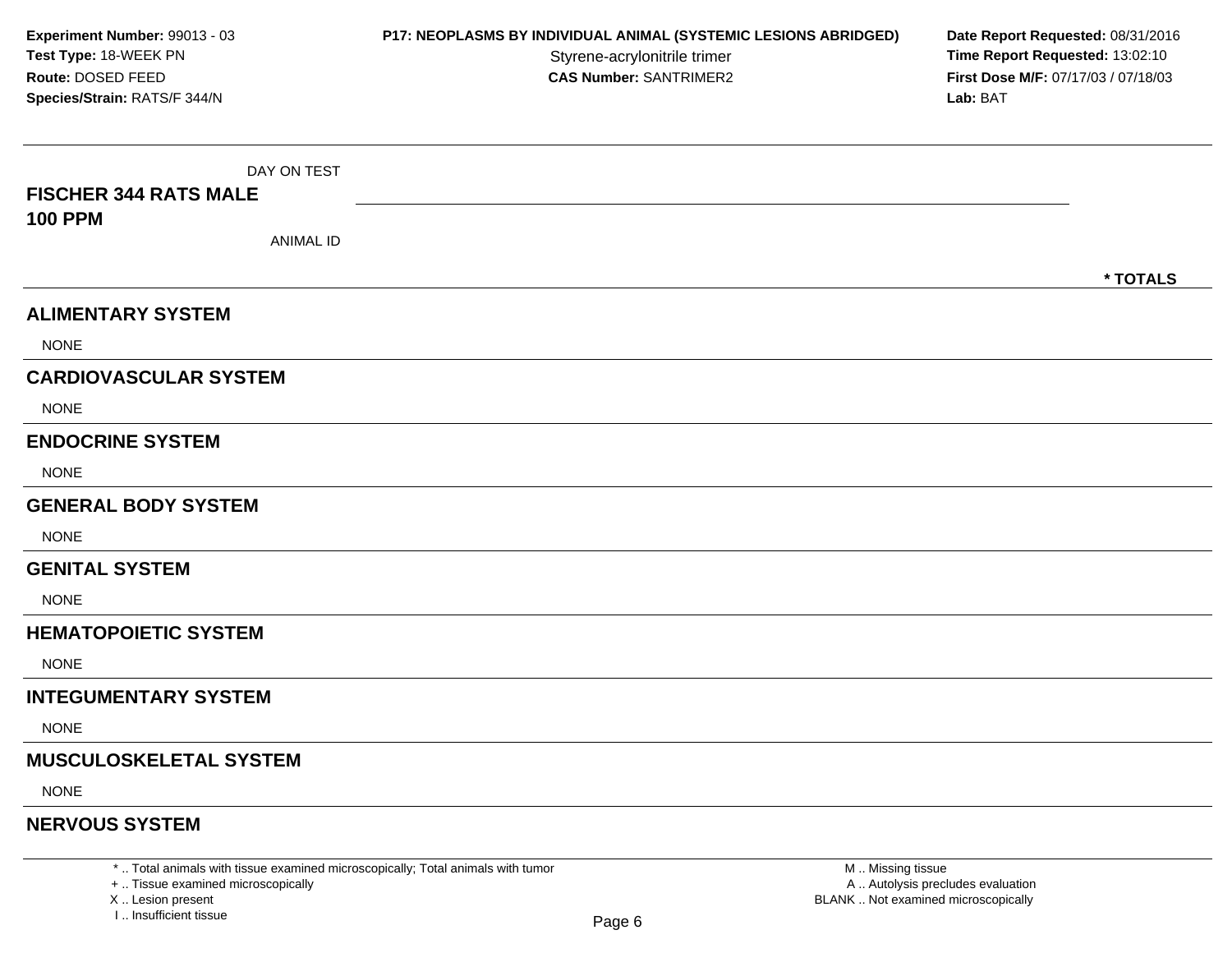**Experiment Number:** 99013 - 03
**Test Type:** 18-WEEK PN
**Route:** DOSED FEED
**Species/Strain:** RATS/F 344/N

**P17: NEOPLASMS BY INDIVIDUAL ANIMAL (SYSTEMIC LESIONS ABRIDGED)**
Styrene-acrylonitrile trimer
**CAS Number:** SANTRIMER2

**Date Report Requested:** 08/31/2016
**Time Report Requested:** 13:02:10
**First Dose M/F:** 07/17/03 / 07/18/03
**Lab:** BAT

| FISCHER 344 RATS MALE 100 PPM | DAY ON TEST / ANIMAL ID | * TOTALS |
|---|---|---|

## ALIMENTARY SYSTEM

NONE

## CARDIOVASCULAR SYSTEM

NONE

## ENDOCRINE SYSTEM

NONE

## GENERAL BODY SYSTEM

NONE

## GENITAL SYSTEM

NONE

## HEMATOPOIETIC SYSTEM

NONE

## INTEGUMENTARY SYSTEM

NONE

## MUSCULOSKELETAL SYSTEM

NONE

## NERVOUS SYSTEM

\* .. Total animals with tissue examined microscopically; Total animals with tumor
\+ .. Tissue examined microscopically
X .. Lesion present
I .. Insufficient tissue

M .. Missing tissue
A .. Autolysis precludes evaluation
BLANK .. Not examined microscopically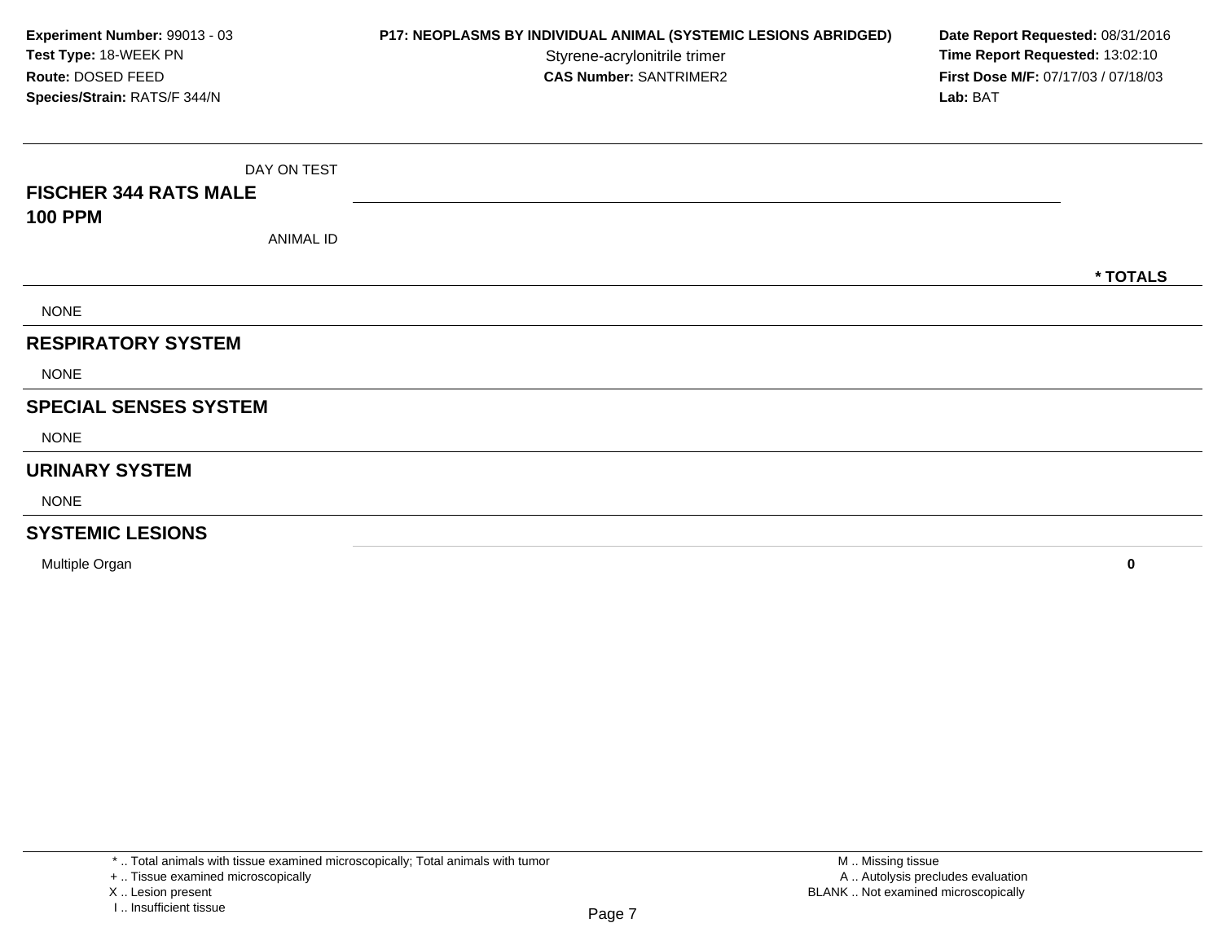**Experiment Number:** 99013 - 03
**Test Type:** 18-WEEK PN
**Route:** DOSED FEED
**Species/Strain:** RATS/F 344/N

**P17: NEOPLASMS BY INDIVIDUAL ANIMAL (SYSTEMIC LESIONS ABRIDGED)**
Styrene-acrylonitrile trimer
**CAS Number:** SANTRIMER2

**Date Report Requested:** 08/31/2016
**Time Report Requested:** 13:02:10
**First Dose M/F:** 07/17/03 / 07/18/03
**Lab:** BAT

| FISCHER 344 RATS MALE 100 PPM (DAY ON TEST / ANIMAL ID) | * TOTALS |
|---|---|
| NONE | |
| **RESPIRATORY SYSTEM** | |
| NONE | |
| **SPECIAL SENSES SYSTEM** | |
| NONE | |
| **URINARY SYSTEM** | |
| NONE | |
| **SYSTEMIC LESIONS** | |
| Multiple Organ | 0 |

\* .. Total animals with tissue examined microscopically; Total animals with tumor
\+ .. Tissue examined microscopically
X .. Lesion present
I .. Insufficient tissue

M .. Missing tissue
A .. Autolysis precludes evaluation
BLANK .. Not examined microscopically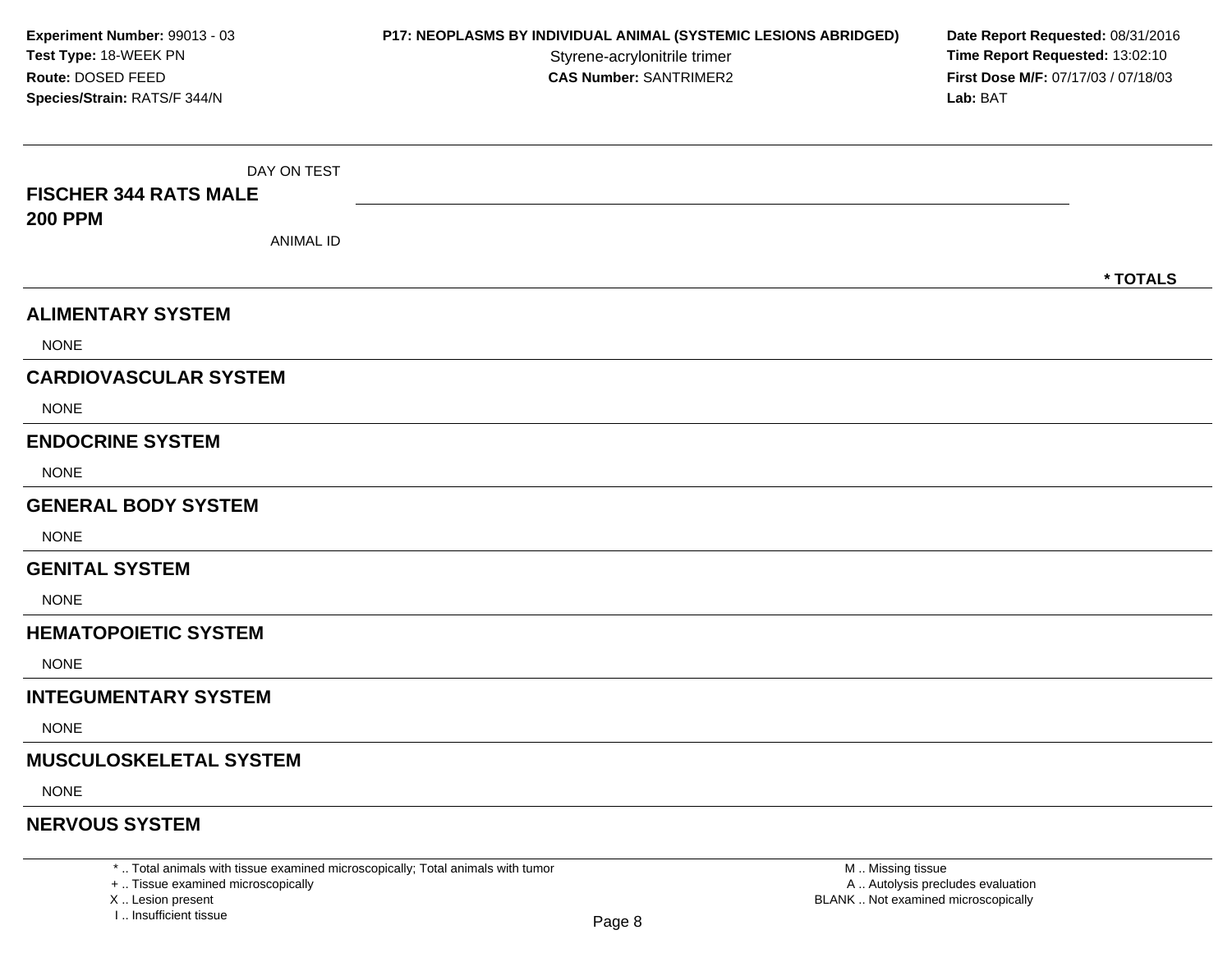**Experiment Number:** 99013 - 03
**Test Type:** 18-WEEK PN
**Route:** DOSED FEED
**Species/Strain:** RATS/F 344/N

**P17: NEOPLASMS BY INDIVIDUAL ANIMAL (SYSTEMIC LESIONS ABRIDGED)**
Styrene-acrylonitrile trimer
**CAS Number:** SANTRIMER2

**Date Report Requested:** 08/31/2016
**Time Report Requested:** 13:02:10
**First Dose M/F:** 07/17/03 / 07/18/03
**Lab:** BAT

| DAY ON TEST | |
|---|---|
| **FISCHER 344 RATS MALE** | |
| **200 PPM** | |
| ANIMAL ID | |
| | **\* TOTALS** |

## ALIMENTARY SYSTEM

NONE

## CARDIOVASCULAR SYSTEM

NONE

## ENDOCRINE SYSTEM

NONE

## GENERAL BODY SYSTEM

NONE

## GENITAL SYSTEM

NONE

## HEMATOPOIETIC SYSTEM

NONE

## INTEGUMENTARY SYSTEM

NONE

## MUSCULOSKELETAL SYSTEM

NONE

## NERVOUS SYSTEM

\* .. Total animals with tissue examined microscopically; Total animals with tumor
\+ .. Tissue examined microscopically
X .. Lesion present
I .. Insufficient tissue

M .. Missing tissue
A .. Autolysis precludes evaluation
BLANK .. Not examined microscopically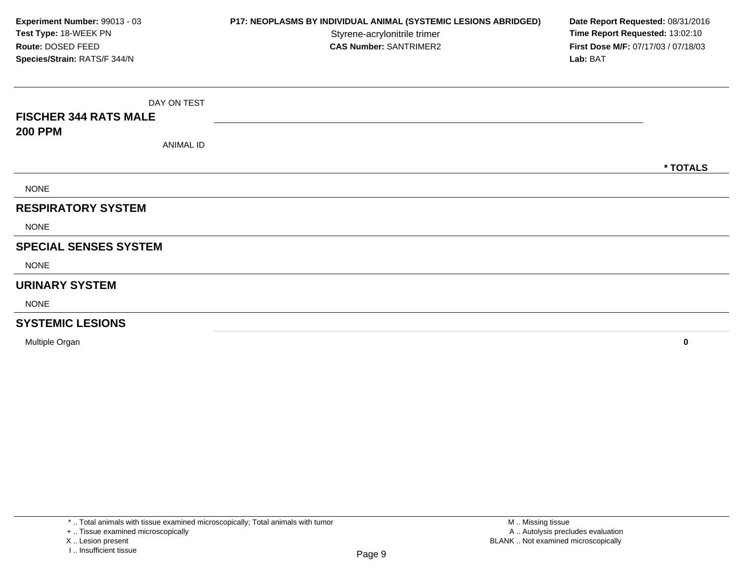**Experiment Number:** 99013 - 03
**Test Type:** 18-WEEK PN
**Route:** DOSED FEED
**Species/Strain:** RATS/F 344/N

**P17: NEOPLASMS BY INDIVIDUAL ANIMAL (SYSTEMIC LESIONS ABRIDGED)**
Styrene-acrylonitrile trimer
**CAS Number:** SANTRIMER2

**Date Report Requested:** 08/31/2016
**Time Report Requested:** 13:02:10
**First Dose M/F:** 07/17/03 / 07/18/03
**Lab:** BAT

| FISCHER 344 RATS MALE 200 PPM | DAY ON TEST / ANIMAL ID | * TOTALS |
|---|---|---|
| NONE | | |
| **RESPIRATORY SYSTEM** | | |
| NONE | | |
| **SPECIAL SENSES SYSTEM** | | |
| NONE | | |
| **URINARY SYSTEM** | | |
| NONE | | |
| **SYSTEMIC LESIONS** | | |
| Multiple Organ | | **0** |

\* .. Total animals with tissue examined microscopically; Total animals with tumor
\+ .. Tissue examined microscopically
X .. Lesion present
I .. Insufficient tissue

M .. Missing tissue
A .. Autolysis precludes evaluation
BLANK .. Not examined microscopically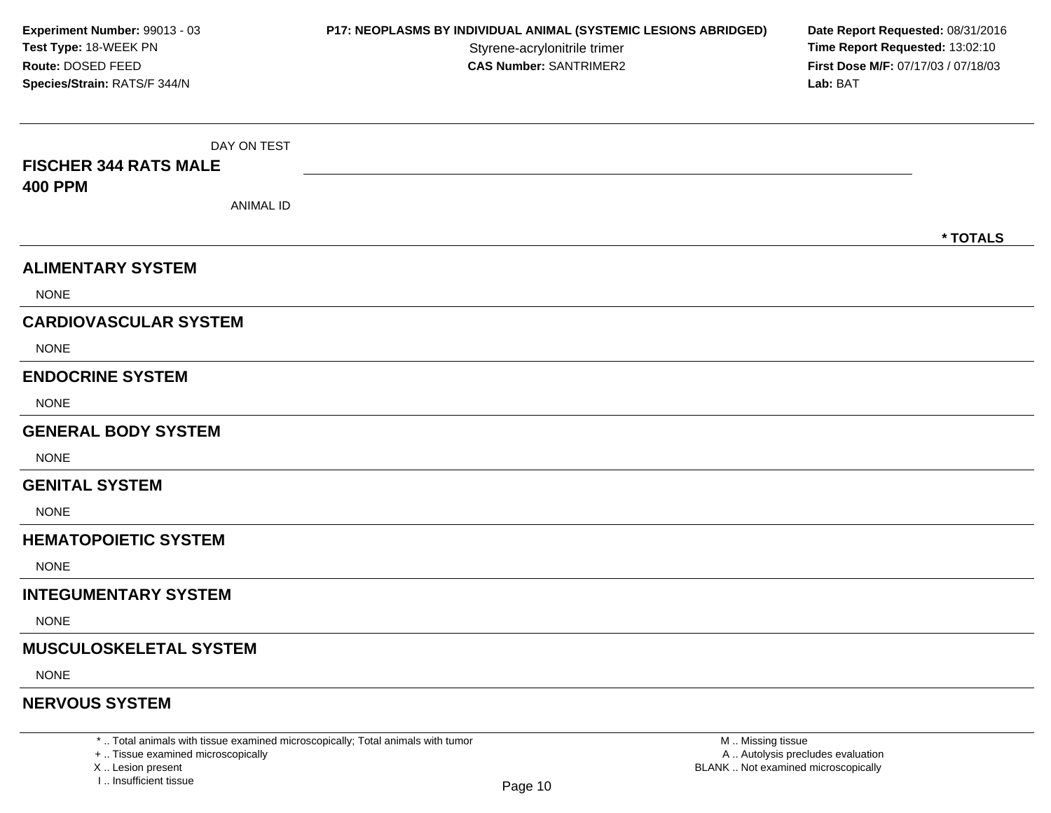**Experiment Number:** 99013 - 03
**Test Type:** 18-WEEK PN
**Route:** DOSED FEED
**Species/Strain:** RATS/F 344/N

**P17: NEOPLASMS BY INDIVIDUAL ANIMAL (SYSTEMIC LESIONS ABRIDGED)**
Styrene-acrylonitrile trimer
**CAS Number:** SANTRIMER2

**Date Report Requested:** 08/31/2016
**Time Report Requested:** 13:02:10
**First Dose M/F:** 07/17/03 / 07/18/03
**Lab:** BAT

| DAY ON TEST<br>**FISCHER 344 RATS MALE**<br>**400 PPM**<br>ANIMAL ID | * TOTALS |
|---|---|
| **ALIMENTARY SYSTEM** | |
| NONE | |
| **CARDIOVASCULAR SYSTEM** | |
| NONE | |
| **ENDOCRINE SYSTEM** | |
| NONE | |
| **GENERAL BODY SYSTEM** | |
| NONE | |
| **GENITAL SYSTEM** | |
| NONE | |
| **HEMATOPOIETIC SYSTEM** | |
| NONE | |
| **INTEGUMENTARY SYSTEM** | |
| NONE | |
| **MUSCULOSKELETAL SYSTEM** | |
| NONE | |
| **NERVOUS SYSTEM** | |

* .. Total animals with tissue examined microscopically; Total animals with tumor
+ .. Tissue examined microscopically
X .. Lesion present
I .. Insufficient tissue

M .. Missing tissue
A .. Autolysis precludes evaluation
BLANK .. Not examined microscopically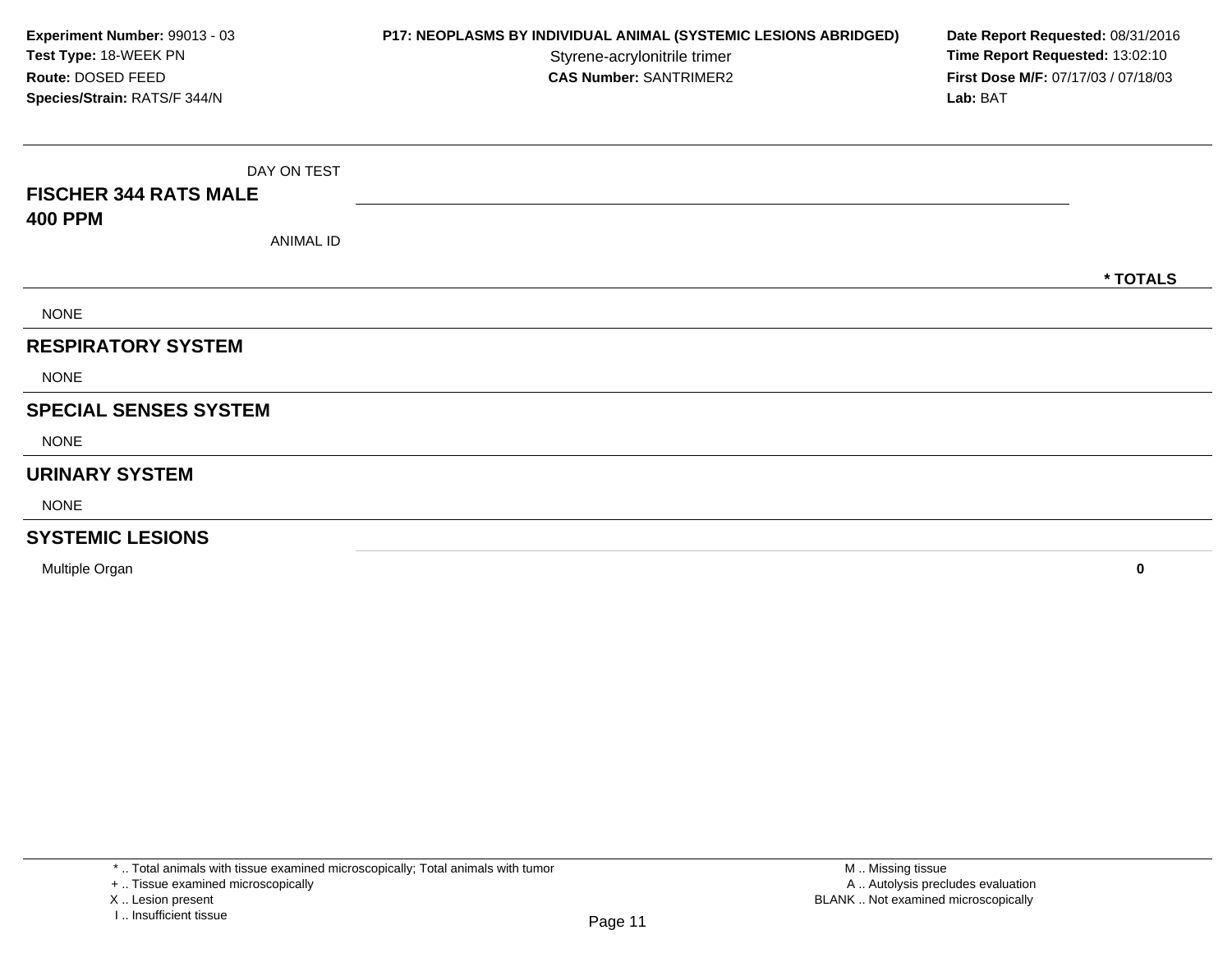**Experiment Number:** 99013 - 03
**Test Type:** 18-WEEK PN
**Route:** DOSED FEED
**Species/Strain:** RATS/F 344/N

**P17: NEOPLASMS BY INDIVIDUAL ANIMAL (SYSTEMIC LESIONS ABRIDGED)**
Styrene-acrylonitrile trimer
**CAS Number:** SANTRIMER2

**Date Report Requested:** 08/31/2016
**Time Report Requested:** 13:02:10
**First Dose M/F:** 07/17/03 / 07/18/03
**Lab:** BAT

| FISCHER 344 RATS MALE 400 PPM | DAY ON TEST / ANIMAL ID | * TOTALS |
|---|---|---|
| NONE | | |
| **RESPIRATORY SYSTEM** | | |
| NONE | | |
| **SPECIAL SENSES SYSTEM** | | |
| NONE | | |
| **URINARY SYSTEM** | | |
| NONE | | |
| **SYSTEMIC LESIONS** | | |
| Multiple Organ | | **0** |

\* .. Total animals with tissue examined microscopically; Total animals with tumor
\+ .. Tissue examined microscopically
X .. Lesion present
I .. Insufficient tissue

M .. Missing tissue
A .. Autolysis precludes evaluation
BLANK .. Not examined microscopically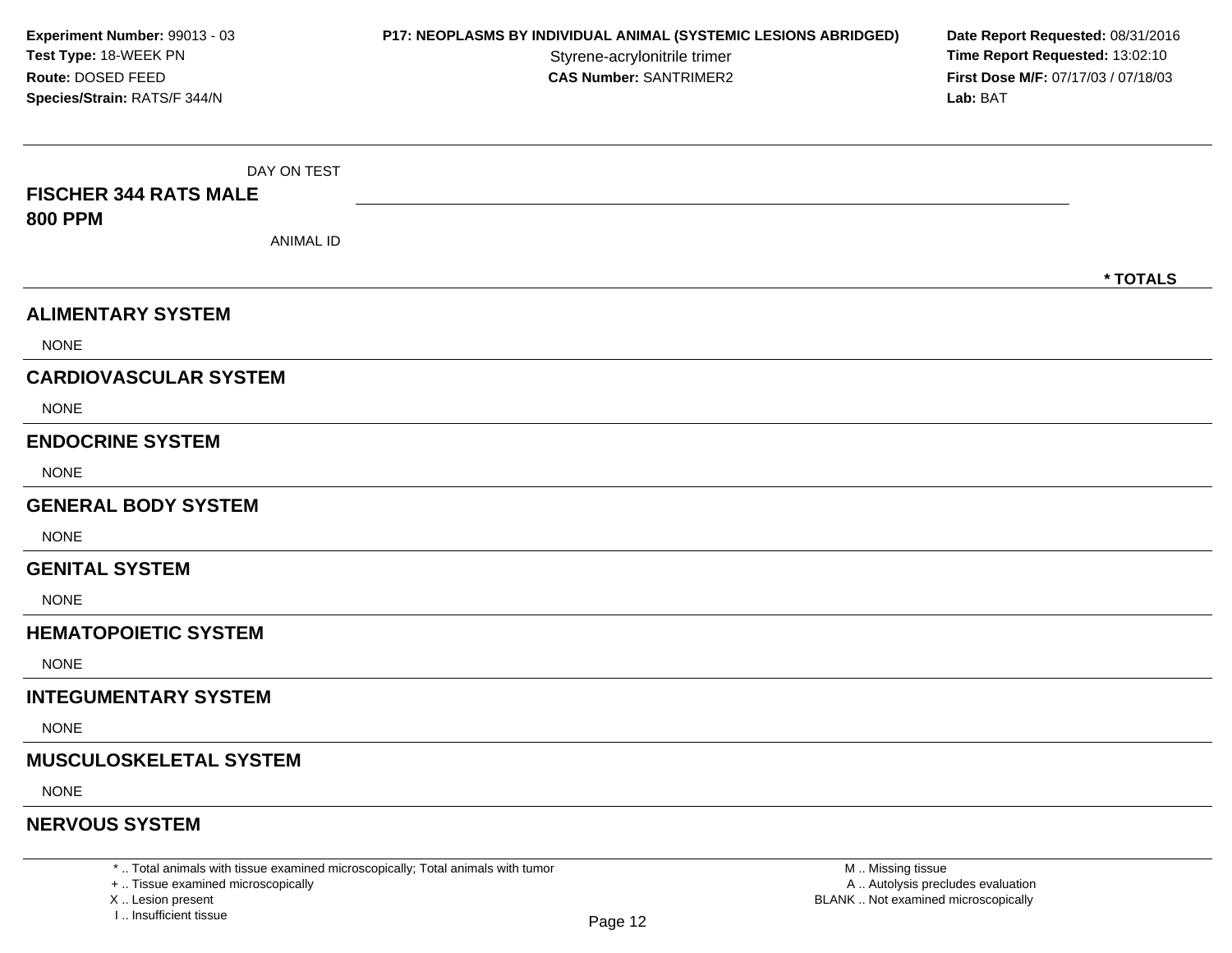**Experiment Number:** 99013 - 03
**Test Type:** 18-WEEK PN
**Route:** DOSED FEED
**Species/Strain:** RATS/F 344/N

**P17: NEOPLASMS BY INDIVIDUAL ANIMAL (SYSTEMIC LESIONS ABRIDGED)**
Styrene-acrylonitrile trimer
**CAS Number:** SANTRIMER2

**Date Report Requested:** 08/31/2016
**Time Report Requested:** 13:02:10
**First Dose M/F:** 07/17/03 / 07/18/03
**Lab:** BAT

DAY ON TEST

**FISCHER 344 RATS MALE**
**800 PPM**

ANIMAL ID

**\* TOTALS**

## ALIMENTARY SYSTEM

NONE

## CARDIOVASCULAR SYSTEM

NONE

## ENDOCRINE SYSTEM

NONE

## GENERAL BODY SYSTEM

NONE

## GENITAL SYSTEM

NONE

## HEMATOPOIETIC SYSTEM

NONE

## INTEGUMENTARY SYSTEM

NONE

## MUSCULOSKELETAL SYSTEM

NONE

## NERVOUS SYSTEM

\* .. Total animals with tissue examined microscopically; Total animals with tumor
\+ .. Tissue examined microscopically
X .. Lesion present
I .. Insufficient tissue

M .. Missing tissue
A .. Autolysis precludes evaluation
BLANK .. Not examined microscopically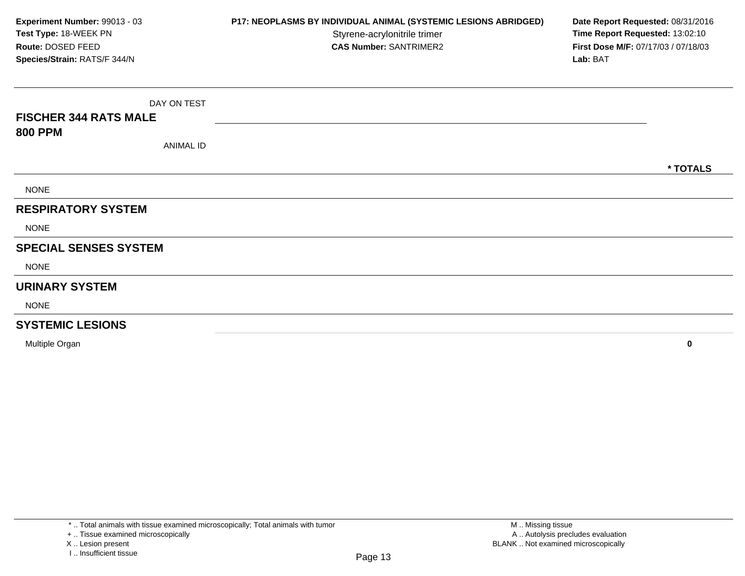**Experiment Number:** 99013 - 03
**Test Type:** 18-WEEK PN
**Route:** DOSED FEED
**Species/Strain:** RATS/F 344/N

**P17: NEOPLASMS BY INDIVIDUAL ANIMAL (SYSTEMIC LESIONS ABRIDGED)**
Styrene-acrylonitrile trimer
**CAS Number:** SANTRIMER2

**Date Report Requested:** 08/31/2016
**Time Report Requested:** 13:02:10
**First Dose M/F:** 07/17/03 / 07/18/03
**Lab:** BAT

| DAY ON TEST<br>**FISCHER 344 RATS MALE**<br>**800 PPM**<br>ANIMAL ID | * TOTALS |
|---|---|
| NONE | |
| **RESPIRATORY SYSTEM** | |
| NONE | |
| **SPECIAL SENSES SYSTEM** | |
| NONE | |
| **URINARY SYSTEM** | |
| NONE | |
| **SYSTEMIC LESIONS** | |
| Multiple Organ | **0** |

* .. Total animals with tissue examined microscopically; Total animals with tumor
+ .. Tissue examined microscopically
X .. Lesion present
I .. Insufficient tissue

M .. Missing tissue
A .. Autolysis precludes evaluation
BLANK .. Not examined microscopically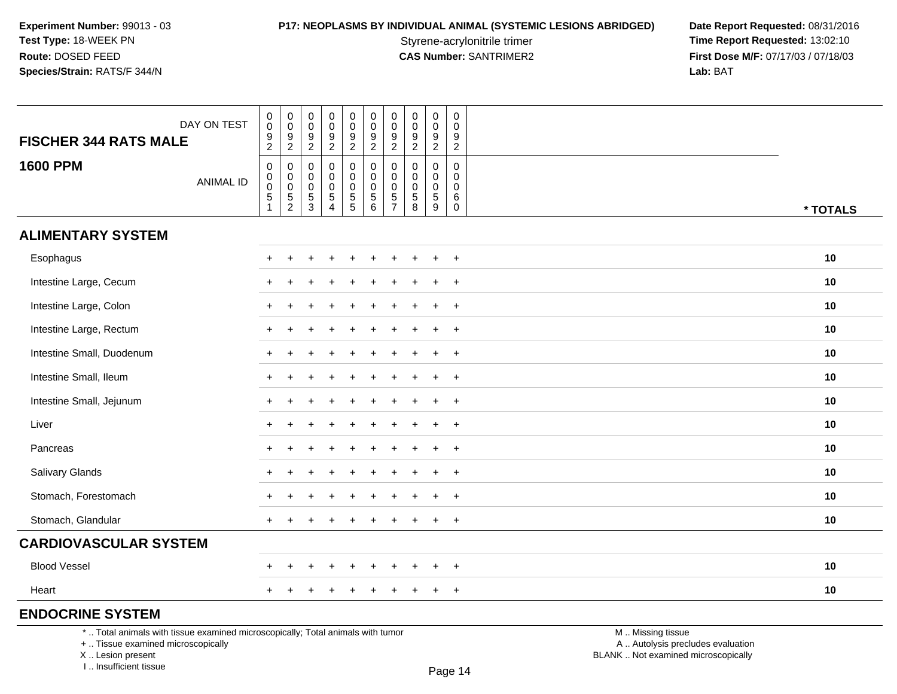**Experiment Number:** 99013 - 03
**Test Type:** 18-WEEK PN
**Route:** DOSED FEED
**Species/Strain:** RATS/F 344/N

**P17: NEOPLASMS BY INDIVIDUAL ANIMAL (SYSTEMIC LESIONS ABRIDGED)**
Styrene-acrylonitrile trimer
**CAS Number:** SANTRIMER2

**Date Report Requested:** 08/31/2016
**Time Report Requested:** 13:02:10
**First Dose M/F:** 07/17/03 / 07/18/03
**Lab:** BAT

| FISCHER 344 RATS MALE — DAY ON TEST | 0092 | 0092 | 0092 | 0092 | 0092 | 0092 | 0092 | 0092 | 0092 | 0092 | |
|---|---|---|---|---|---|---|---|---|---|---|---|
| **1600 PPM** — ANIMAL ID | 00051 | 00052 | 00053 | 00054 | 00055 | 00056 | 00057 | 00058 | 00059 | 00060 | *** TOTALS** |
| **ALIMENTARY SYSTEM** | | | | | | | | | | | |
| Esophagus | + | + | + | + | + | + | + | + | + | + | **10** |
| Intestine Large, Cecum | + | + | + | + | + | + | + | + | + | + | **10** |
| Intestine Large, Colon | + | + | + | + | + | + | + | + | + | + | **10** |
| Intestine Large, Rectum | + | + | + | + | + | + | + | + | + | + | **10** |
| Intestine Small, Duodenum | + | + | + | + | + | + | + | + | + | + | **10** |
| Intestine Small, Ileum | + | + | + | + | + | + | + | + | + | + | **10** |
| Intestine Small, Jejunum | + | + | + | + | + | + | + | + | + | + | **10** |
| Liver | + | + | + | + | + | + | + | + | + | + | **10** |
| Pancreas | + | + | + | + | + | + | + | + | + | + | **10** |
| Salivary Glands | + | + | + | + | + | + | + | + | + | + | **10** |
| Stomach, Forestomach | + | + | + | + | + | + | + | + | + | + | **10** |
| Stomach, Glandular | + | + | + | + | + | + | + | + | + | + | **10** |
| **CARDIOVASCULAR SYSTEM** | | | | | | | | | | | |
| Blood Vessel | + | + | + | + | + | + | + | + | + | + | **10** |
| Heart | + | + | + | + | + | + | + | + | + | + | **10** |
| **ENDOCRINE SYSTEM** | | | | | | | | | | | |

\* .. Total animals with tissue examined microscopically; Total animals with tumor
\+ .. Tissue examined microscopically
X .. Lesion present
I .. Insufficient tissue

M .. Missing tissue
A .. Autolysis precludes evaluation
BLANK .. Not examined microscopically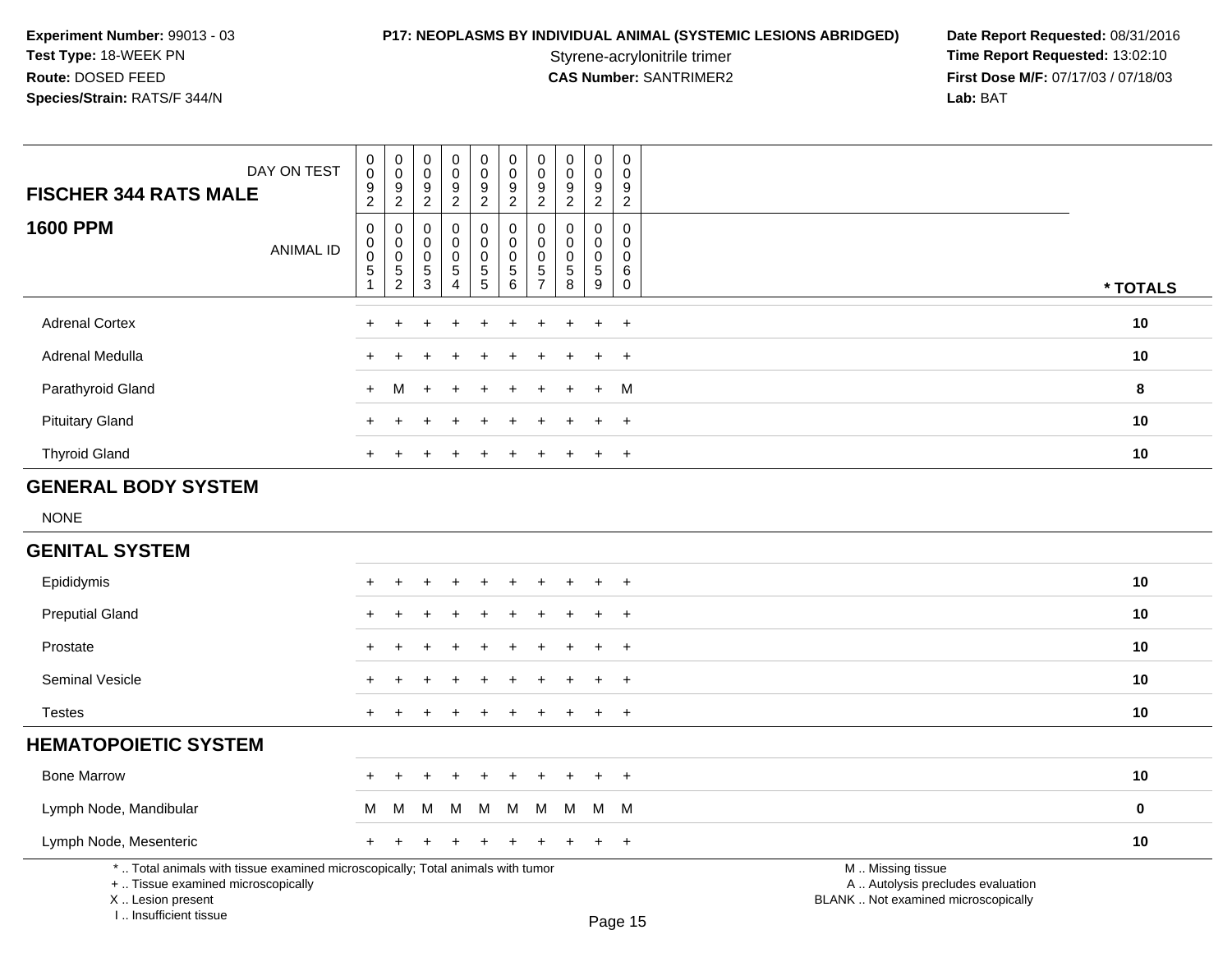**Experiment Number:** 99013 - 03
**Test Type:** 18-WEEK PN
**Route:** DOSED FEED
**Species/Strain:** RATS/F 344/N

**P17: NEOPLASMS BY INDIVIDUAL ANIMAL (SYSTEMIC LESIONS ABRIDGED)**
Styrene-acrylonitrile trimer
**CAS Number:** SANTRIMER2

**Date Report Requested:** 08/31/2016
**Time Report Requested:** 13:02:10
**First Dose M/F:** 07/17/03 / 07/18/03
**Lab:** BAT

| FISCHER 344 RATS MALE — DAY ON TEST | 0092 | 0092 | 0092 | 0092 | 0092 | 0092 | 0092 | 0092 | 0092 | 0092 | |
|---|---|---|---|---|---|---|---|---|---|---|---|
| **1600 PPM** — ANIMAL ID | 00051 | 00052 | 00053 | 00054 | 00055 | 00056 | 00057 | 00058 | 00059 | 00060 | **\* TOTALS** |
| Adrenal Cortex | + | + | + | + | + | + | + | + | + | + | **10** |
| Adrenal Medulla | + | + | + | + | + | + | + | + | + | + | **10** |
| Parathyroid Gland | + | M | + | + | + | + | + | + | + | M | **8** |
| Pituitary Gland | + | + | + | + | + | + | + | + | + | + | **10** |
| Thyroid Gland | + | + | + | + | + | + | + | + | + | + | **10** |
| **GENERAL BODY SYSTEM** | | | | | | | | | | | |
| NONE | | | | | | | | | | | |
| **GENITAL SYSTEM** | | | | | | | | | | | |
| Epididymis | + | + | + | + | + | + | + | + | + | + | **10** |
| Preputial Gland | + | + | + | + | + | + | + | + | + | + | **10** |
| Prostate | + | + | + | + | + | + | + | + | + | + | **10** |
| Seminal Vesicle | + | + | + | + | + | + | + | + | + | + | **10** |
| Testes | + | + | + | + | + | + | + | + | + | + | **10** |
| **HEMATOPOIETIC SYSTEM** | | | | | | | | | | | |
| Bone Marrow | + | + | + | + | + | + | + | + | + | + | **10** |
| Lymph Node, Mandibular | M | M | M | M | M | M | M | M | M | M | **0** |
| Lymph Node, Mesenteric | + | + | + | + | + | + | + | + | + | + | **10** |

\* .. Total animals with tissue examined microscopically; Total animals with tumor
\+ .. Tissue examined microscopically
X .. Lesion present
I .. Insufficient tissue

M .. Missing tissue
A .. Autolysis precludes evaluation
BLANK .. Not examined microscopically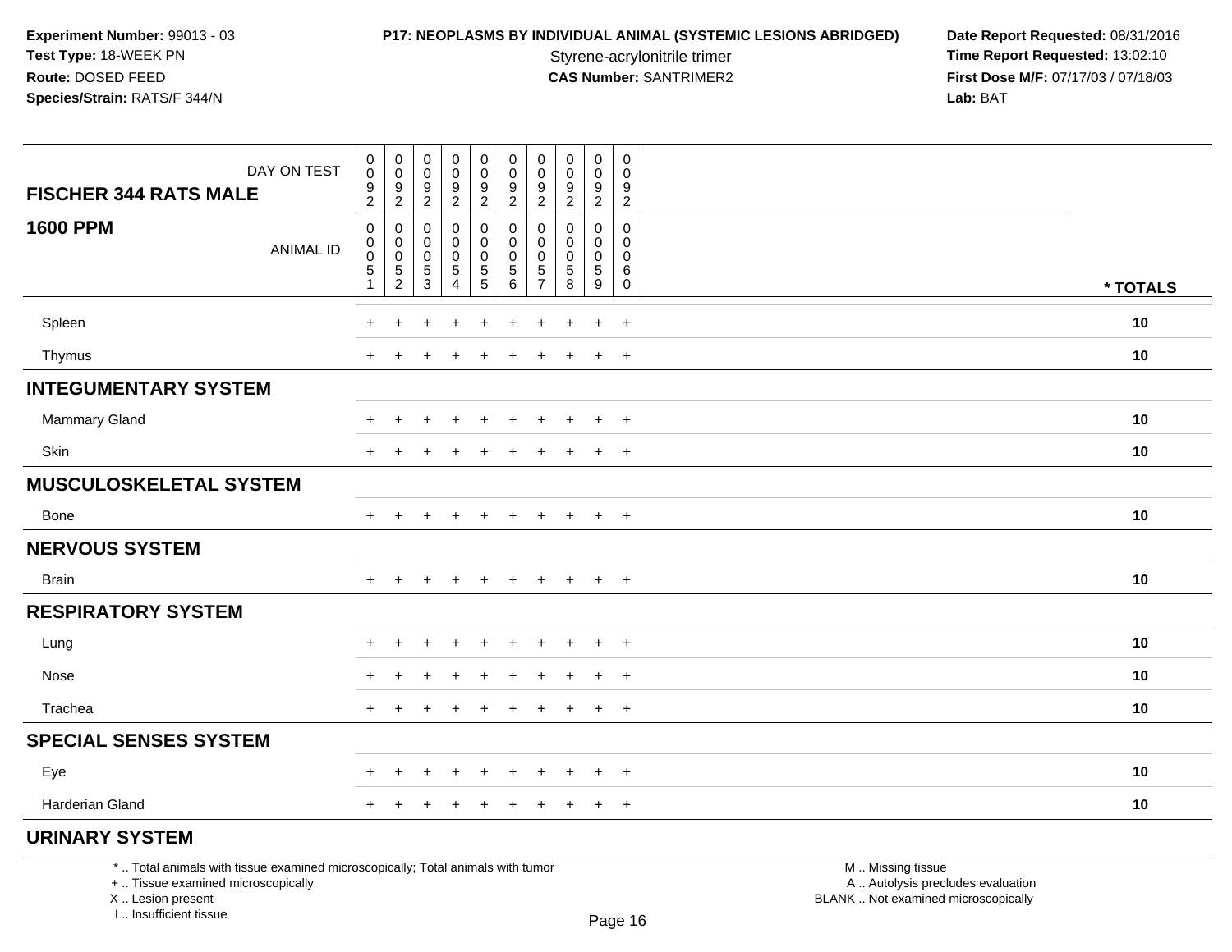**Experiment Number:** 99013 - 03
**Test Type:** 18-WEEK PN
**Route:** DOSED FEED
**Species/Strain:** RATS/F 344/N

**P17: NEOPLASMS BY INDIVIDUAL ANIMAL (SYSTEMIC LESIONS ABRIDGED)**
Styrene-acrylonitrile trimer
**CAS Number:** SANTRIMER2

**Date Report Requested:** 08/31/2016
**Time Report Requested:** 13:02:10
**First Dose M/F:** 07/17/03 / 07/18/03
**Lab:** BAT

| FISCHER 344 RATS MALE — DAY ON TEST | 0092 | 0092 | 0092 | 0092 | 0092 | 0092 | 0092 | 0092 | 0092 | 0092 | |
|---|---|---|---|---|---|---|---|---|---|---|---|
| **1600 PPM** — ANIMAL ID | 00051 | 00052 | 00053 | 00054 | 00055 | 00056 | 00057 | 00058 | 00059 | 00060 | *** TOTALS** |
| Spleen | + | + | + | + | + | + | + | + | + | + | **10** |
| Thymus | + | + | + | + | + | + | + | + | + | + | **10** |
| **INTEGUMENTARY SYSTEM** | | | | | | | | | | | |
| Mammary Gland | + | + | + | + | + | + | + | + | + | + | **10** |
| Skin | + | + | + | + | + | + | + | + | + | + | **10** |
| **MUSCULOSKELETAL SYSTEM** | | | | | | | | | | | |
| Bone | + | + | + | + | + | + | + | + | + | + | **10** |
| **NERVOUS SYSTEM** | | | | | | | | | | | |
| Brain | + | + | + | + | + | + | + | + | + | + | **10** |
| **RESPIRATORY SYSTEM** | | | | | | | | | | | |
| Lung | + | + | + | + | + | + | + | + | + | + | **10** |
| Nose | + | + | + | + | + | + | + | + | + | + | **10** |
| Trachea | + | + | + | + | + | + | + | + | + | + | **10** |
| **SPECIAL SENSES SYSTEM** | | | | | | | | | | | |
| Eye | + | + | + | + | + | + | + | + | + | + | **10** |
| Harderian Gland | + | + | + | + | + | + | + | + | + | + | **10** |
| **URINARY SYSTEM** | | | | | | | | | | | |

* .. Total animals with tissue examined microscopically; Total animals with tumor
+ .. Tissue examined microscopically
X .. Lesion present
I .. Insufficient tissue

M .. Missing tissue
A .. Autolysis precludes evaluation
BLANK .. Not examined microscopically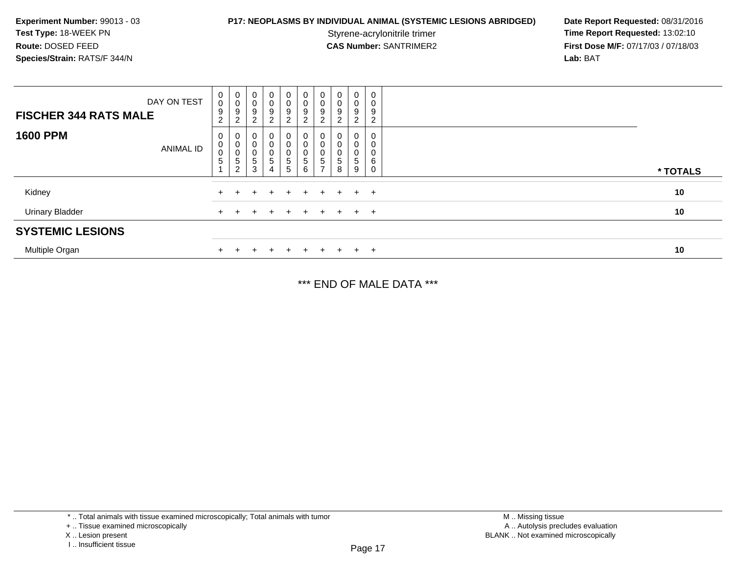**Experiment Number:** 99013 - 03
**Test Type:** 18-WEEK PN
**Route:** DOSED FEED
**Species/Strain:** RATS/F 344/N

**P17: NEOPLASMS BY INDIVIDUAL ANIMAL (SYSTEMIC LESIONS ABRIDGED)**
Styrene-acrylonitrile trimer
**CAS Number:** SANTRIMER2

**Date Report Requested:** 08/31/2016
**Time Report Requested:** 13:02:10
**First Dose M/F:** 07/17/03 / 07/18/03
**Lab:** BAT

| FISCHER 344 RATS MALE 1600 PPM | | | | | | | | | | | |
|---|---|---|---|---|---|---|---|---|---|---|---|
| DAY ON TEST | 0092 | 0092 | 0092 | 0092 | 0092 | 0092 | 0092 | 0092 | 0092 | 0092 | |
| ANIMAL ID | 00051 | 00052 | 00053 | 00054 | 00055 | 00056 | 00057 | 00058 | 00059 | 00060 | * TOTALS |
| Kidney | + | + | + | + | + | + | + | + | + | + | 10 |
| Urinary Bladder | + | + | + | + | + | + | + | + | + | + | 10 |
| **SYSTEMIC LESIONS** | | | | | | | | | | | |
| Multiple Organ | + | + | + | + | + | + | + | + | + | + | 10 |

*** END OF MALE DATA ***

* .. Total animals with tissue examined microscopically; Total animals with tumor
+ .. Tissue examined microscopically
X .. Lesion present
I .. Insufficient tissue

M .. Missing tissue
A .. Autolysis precludes evaluation
BLANK .. Not examined microscopically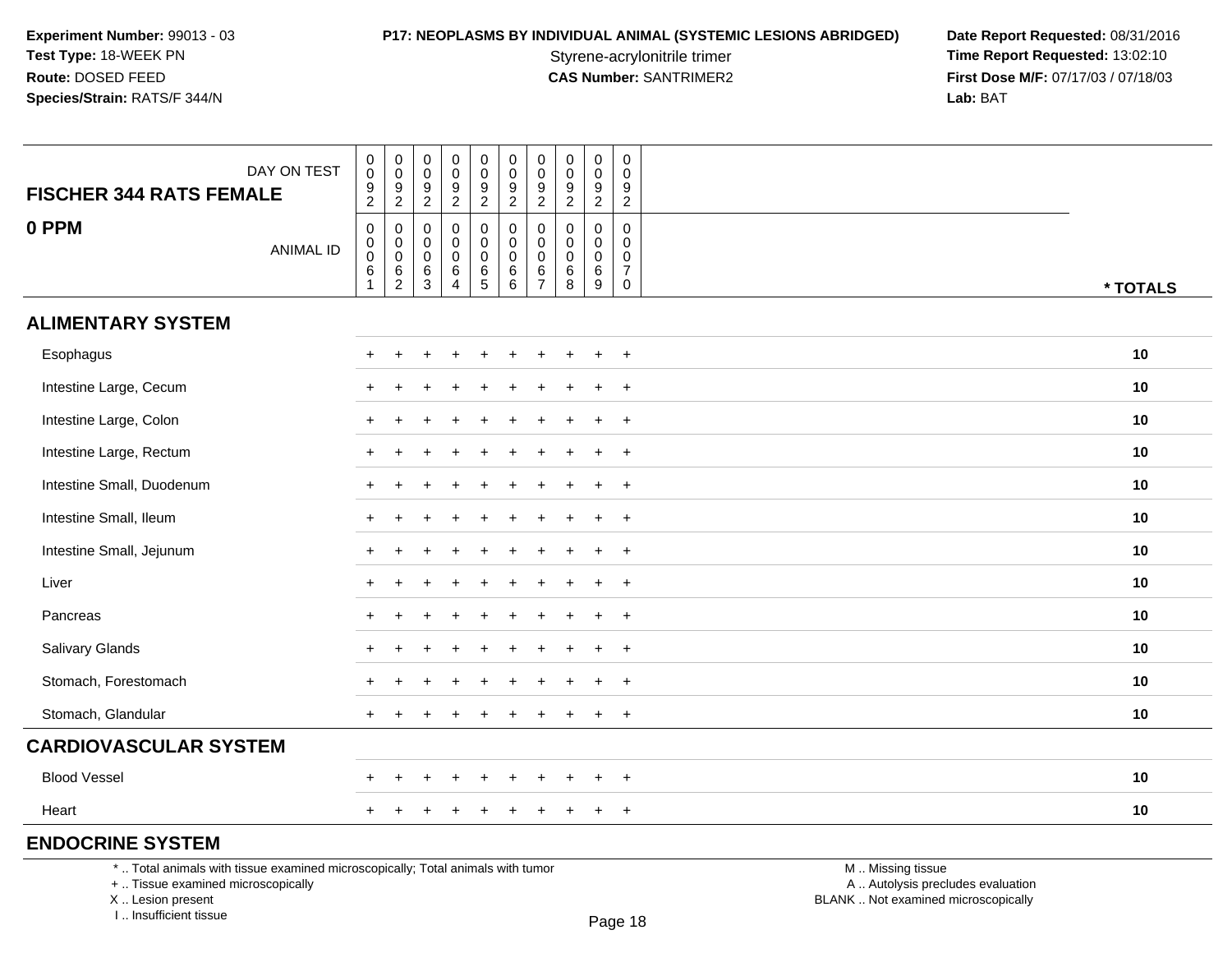Experiment Number: 99013 - 03
Test Type: 18-WEEK PN
Route: DOSED FEED
Species/Strain: RATS/F 344/N

**P17: NEOPLASMS BY INDIVIDUAL ANIMAL (SYSTEMIC LESIONS ABRIDGED)**
Styrene-acrylonitrile trimer
**CAS Number:** SANTRIMER2

**Date Report Requested:** 08/31/2016
**Time Report Requested:** 13:02:10
**First Dose M/F:** 07/17/03 / 07/18/03
**Lab:** BAT

| FISCHER 344 RATS FEMALE — 0 PPM | | | | | | | | | | | |
|---|---|---|---|---|---|---|---|---|---|---|---|
| DAY ON TEST | 0092 | 0092 | 0092 | 0092 | 0092 | 0092 | 0092 | 0092 | 0092 | 0092 | |
| ANIMAL ID | 00061 | 00062 | 00063 | 00064 | 00065 | 00066 | 00067 | 00068 | 00069 | 00070 | * TOTALS |
| **ALIMENTARY SYSTEM** | | | | | | | | | | | |
| Esophagus | + | + | + | + | + | + | + | + | + | + | 10 |
| Intestine Large, Cecum | + | + | + | + | + | + | + | + | + | + | 10 |
| Intestine Large, Colon | + | + | + | + | + | + | + | + | + | + | 10 |
| Intestine Large, Rectum | + | + | + | + | + | + | + | + | + | + | 10 |
| Intestine Small, Duodenum | + | + | + | + | + | + | + | + | + | + | 10 |
| Intestine Small, Ileum | + | + | + | + | + | + | + | + | + | + | 10 |
| Intestine Small, Jejunum | + | + | + | + | + | + | + | + | + | + | 10 |
| Liver | + | + | + | + | + | + | + | + | + | + | 10 |
| Pancreas | + | + | + | + | + | + | + | + | + | + | 10 |
| Salivary Glands | + | + | + | + | + | + | + | + | + | + | 10 |
| Stomach, Forestomach | + | + | + | + | + | + | + | + | + | + | 10 |
| Stomach, Glandular | + | + | + | + | + | + | + | + | + | + | 10 |
| **CARDIOVASCULAR SYSTEM** | | | | | | | | | | | |
| Blood Vessel | + | + | + | + | + | + | + | + | + | + | 10 |
| Heart | + | + | + | + | + | + | + | + | + | + | 10 |
| **ENDOCRINE SYSTEM** | | | | | | | | | | | |

\* .. Total animals with tissue examined microscopically; Total animals with tumor
\+ .. Tissue examined microscopically
X .. Lesion present
I .. Insufficient tissue

M .. Missing tissue
A .. Autolysis precludes evaluation
BLANK .. Not examined microscopically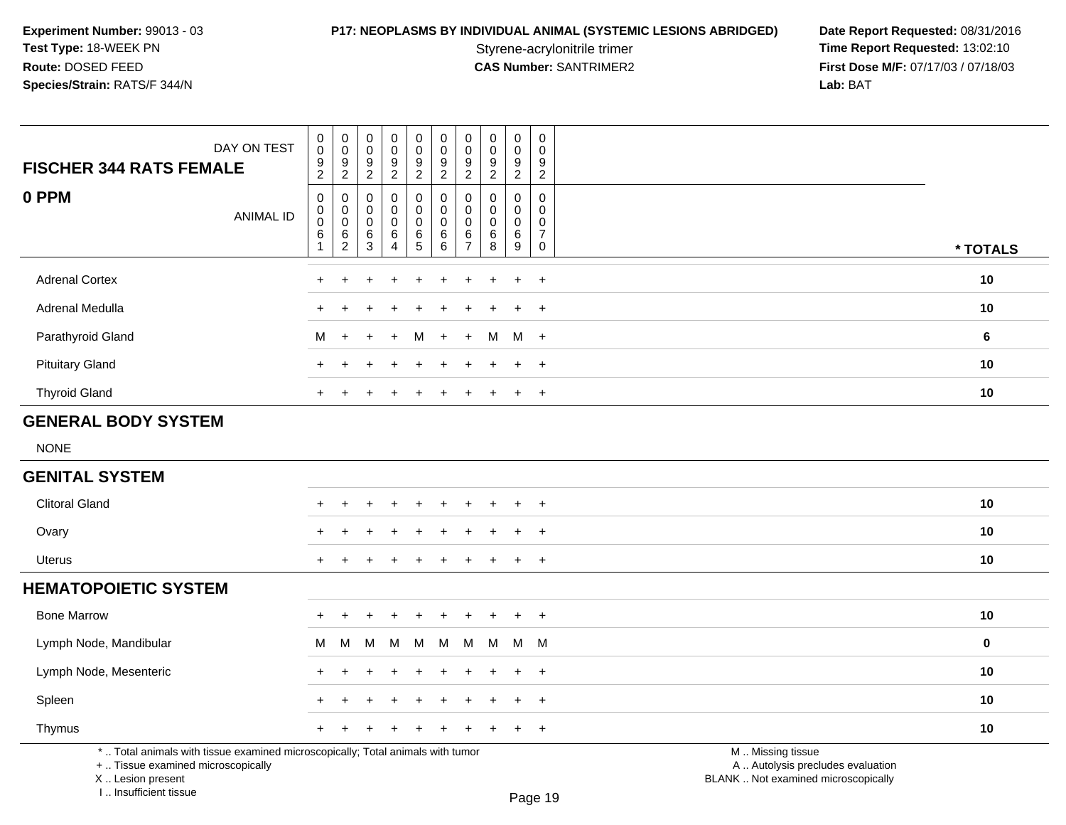**Experiment Number:** 99013 - 03
**Test Type:** 18-WEEK PN
**Route:** DOSED FEED
**Species/Strain:** RATS/F 344/N

**P17: NEOPLASMS BY INDIVIDUAL ANIMAL (SYSTEMIC LESIONS ABRIDGED)**
Styrene-acrylonitrile trimer
**CAS Number:** SANTRIMER2

**Date Report Requested:** 08/31/2016
**Time Report Requested:** 13:02:10
**First Dose M/F:** 07/17/03 / 07/18/03
**Lab:** BAT

| FISCHER 344 RATS FEMALE — DAY ON TEST | 0092 | 0092 | 0092 | 0092 | 0092 | 0092 | 0092 | 0092 | 0092 | 0092 | |
|---|---|---|---|---|---|---|---|---|---|---|---|
| **0 PPM** — ANIMAL ID | 00061 | 00062 | 00063 | 00064 | 00065 | 00066 | 00067 | 00068 | 00069 | 00070 | **\* TOTALS** |
| Adrenal Cortex | + | + | + | + | + | + | + | + | + | + | **10** |
| Adrenal Medulla | + | + | + | + | + | + | + | + | + | + | **10** |
| Parathyroid Gland | M | + | + | + | M | + | + | M | M | + | **6** |
| Pituitary Gland | + | + | + | + | + | + | + | + | + | + | **10** |
| Thyroid Gland | + | + | + | + | + | + | + | + | + | + | **10** |
| **GENERAL BODY SYSTEM** | | | | | | | | | | | |
| NONE | | | | | | | | | | | |
| **GENITAL SYSTEM** | | | | | | | | | | | |
| Clitoral Gland | + | + | + | + | + | + | + | + | + | + | **10** |
| Ovary | + | + | + | + | + | + | + | + | + | + | **10** |
| Uterus | + | + | + | + | + | + | + | + | + | + | **10** |
| **HEMATOPOIETIC SYSTEM** | | | | | | | | | | | |
| Bone Marrow | + | + | + | + | + | + | + | + | + | + | **10** |
| Lymph Node, Mandibular | M | M | M | M | M | M | M | M | M | M | **0** |
| Lymph Node, Mesenteric | + | + | + | + | + | + | + | + | + | + | **10** |
| Spleen | + | + | + | + | + | + | + | + | + | + | **10** |
| Thymus | + | + | + | + | + | + | + | + | + | + | **10** |

\* .. Total animals with tissue examined microscopically; Total animals with tumor
\+ .. Tissue examined microscopically
X .. Lesion present
I .. Insufficient tissue

M .. Missing tissue
A .. Autolysis precludes evaluation
BLANK .. Not examined microscopically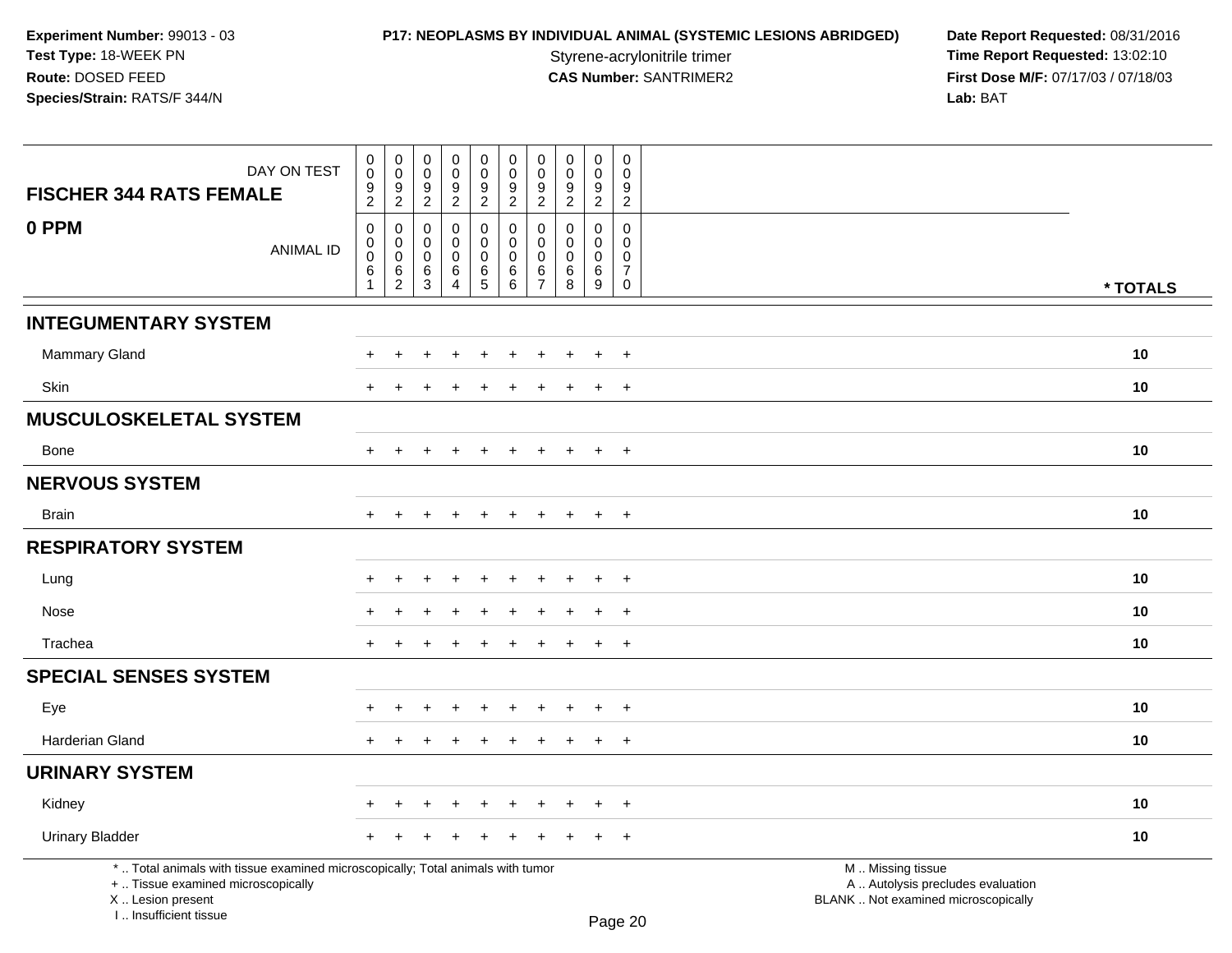**Experiment Number:** 99013 - 03
**Test Type:** 18-WEEK PN
**Route:** DOSED FEED
**Species/Strain:** RATS/F 344/N

**P17: NEOPLASMS BY INDIVIDUAL ANIMAL (SYSTEMIC LESIONS ABRIDGED)**
Styrene-acrylonitrile trimer
**CAS Number:** SANTRIMER2

**Date Report Requested:** 08/31/2016
**Time Report Requested:** 13:02:10
**First Dose M/F:** 07/17/03 / 07/18/03
**Lab:** BAT

| **FISCHER 344 RATS FEMALE** DAY ON TEST | 0092 | 0092 | 0092 | 0092 | 0092 | 0092 | 0092 | 0092 | 0092 | 0092 | |
|---|---|---|---|---|---|---|---|---|---|---|---|
| **0 PPM** ANIMAL ID | 00061 | 00062 | 00063 | 00064 | 00065 | 00066 | 00067 | 00068 | 00069 | 00070 | **\* TOTALS** |
| **INTEGUMENTARY SYSTEM** | | | | | | | | | | | |
| Mammary Gland | + | + | + | + | + | + | + | + | + | + | **10** |
| Skin | + | + | + | + | + | + | + | + | + | + | **10** |
| **MUSCULOSKELETAL SYSTEM** | | | | | | | | | | | |
| Bone | + | + | + | + | + | + | + | + | + | + | **10** |
| **NERVOUS SYSTEM** | | | | | | | | | | | |
| Brain | + | + | + | + | + | + | + | + | + | + | **10** |
| **RESPIRATORY SYSTEM** | | | | | | | | | | | |
| Lung | + | + | + | + | + | + | + | + | + | + | **10** |
| Nose | + | + | + | + | + | + | + | + | + | + | **10** |
| Trachea | + | + | + | + | + | + | + | + | + | + | **10** |
| **SPECIAL SENSES SYSTEM** | | | | | | | | | | | |
| Eye | + | + | + | + | + | + | + | + | + | + | **10** |
| Harderian Gland | + | + | + | + | + | + | + | + | + | + | **10** |
| **URINARY SYSTEM** | | | | | | | | | | | |
| Kidney | + | + | + | + | + | + | + | + | + | + | **10** |
| Urinary Bladder | + | + | + | + | + | + | + | + | + | + | **10** |

\* .. Total animals with tissue examined microscopically; Total animals with tumor
\+ .. Tissue examined microscopically
X .. Lesion present
I .. Insufficient tissue

M .. Missing tissue
A .. Autolysis precludes evaluation
BLANK .. Not examined microscopically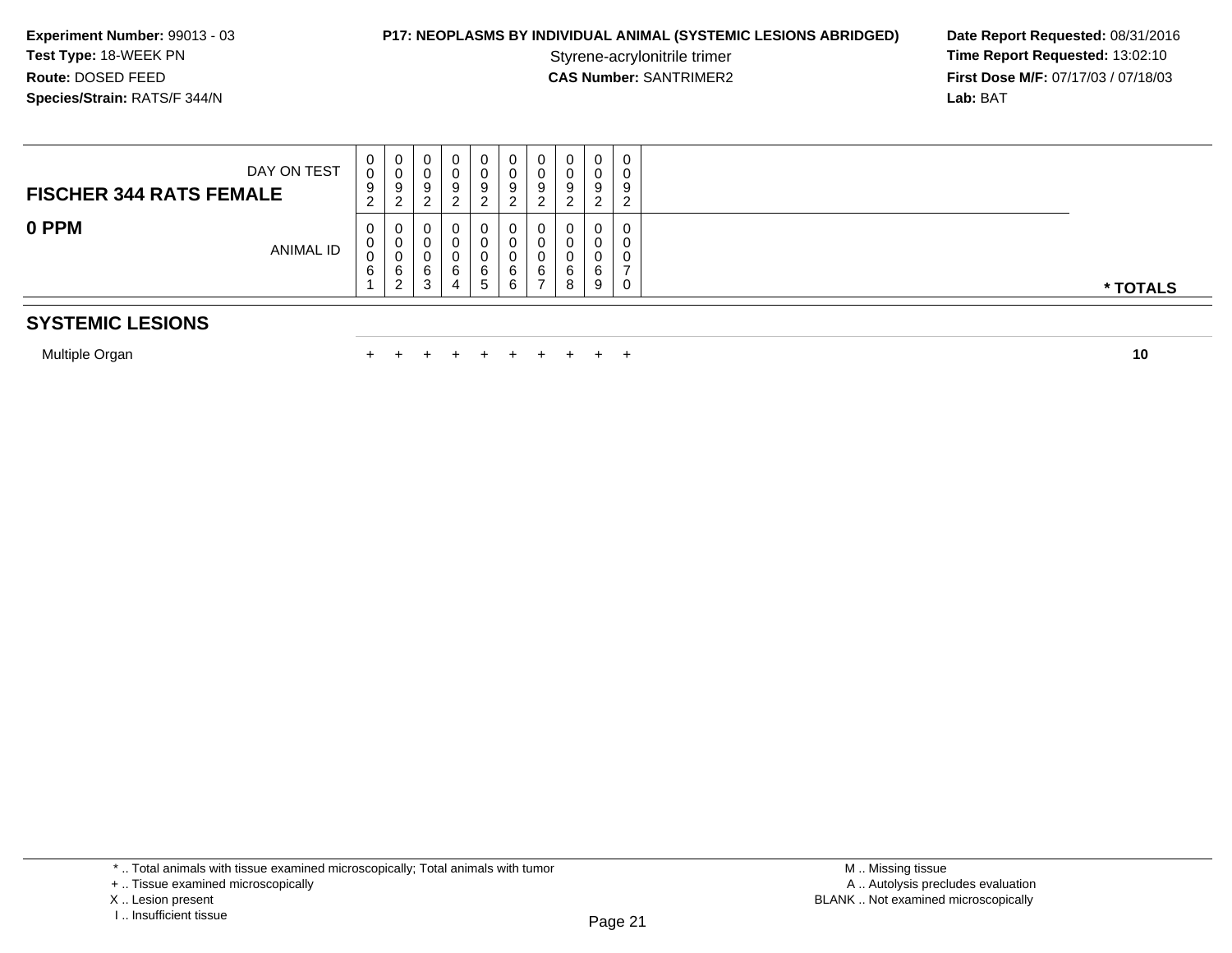**Experiment Number:** 99013 - 03
**Test Type:** 18-WEEK PN
**Route:** DOSED FEED
**Species/Strain:** RATS/F 344/N

**P17: NEOPLASMS BY INDIVIDUAL ANIMAL (SYSTEMIC LESIONS ABRIDGED)**
Styrene-acrylonitrile trimer
**CAS Number:** SANTRIMER2

**Date Report Requested:** 08/31/2016
**Time Report Requested:** 13:02:10
**First Dose M/F:** 07/17/03 / 07/18/03
**Lab:** BAT

| FISCHER 344 RATS FEMALE — DAY ON TEST | 0092 | 0092 | 0092 | 0092 | 0092 | 0092 | 0092 | 0092 | 0092 | 0092 | |
|---|---|---|---|---|---|---|---|---|---|---|---|
| **0 PPM** — ANIMAL ID | 00061 | 00062 | 00063 | 00064 | 00065 | 00066 | 00067 | 00068 | 00069 | 00070 | *** TOTALS** |
| **SYSTEMIC LESIONS** | | | | | | | | | | | |
| Multiple Organ | + | + | + | + | + | + | + | + | + | + | **10** |

* .. Total animals with tissue examined microscopically; Total animals with tumor
+ .. Tissue examined microscopically
X .. Lesion present
I .. Insufficient tissue

M .. Missing tissue
A .. Autolysis precludes evaluation
BLANK .. Not examined microscopically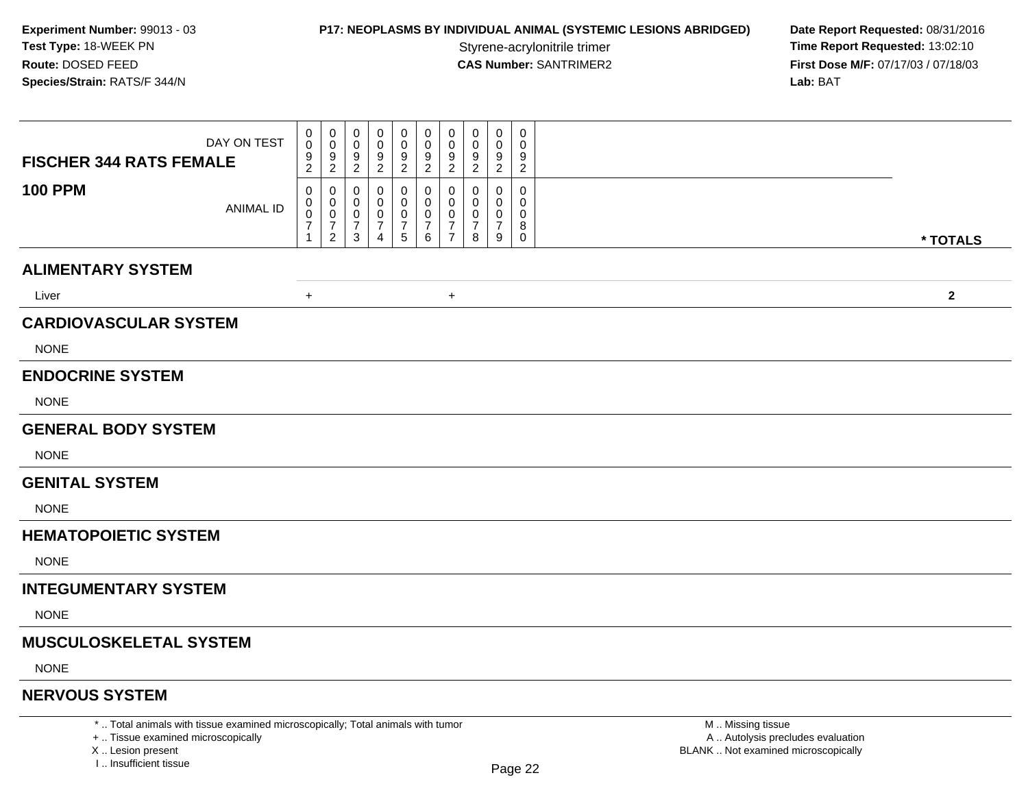**Experiment Number:** 99013 - 03
**Test Type:** 18-WEEK PN
**Route:** DOSED FEED
**Species/Strain:** RATS/F 344/N

**P17: NEOPLASMS BY INDIVIDUAL ANIMAL (SYSTEMIC LESIONS ABRIDGED)**
Styrene-acrylonitrile trimer
**CAS Number:** SANTRIMER2

**Date Report Requested:** 08/31/2016
**Time Report Requested:** 13:02:10
**First Dose M/F:** 07/17/03 / 07/18/03
**Lab:** BAT

| FISCHER 344 RATS FEMALE 100 PPM | | | | | | | | | | | |
|---|---|---|---|---|---|---|---|---|---|---|---|
| DAY ON TEST | 0092 | 0092 | 0092 | 0092 | 0092 | 0092 | 0092 | 0092 | 0092 | 0092 | |
| ANIMAL ID | 00071 | 00072 | 00073 | 00074 | 00075 | 00076 | 00077 | 00078 | 00079 | 00080 | * TOTALS |
| **ALIMENTARY SYSTEM** | | | | | | | | | | | |
| Liver | + | | | | | | + | | | | 2 |
| **CARDIOVASCULAR SYSTEM** | | | | | | | | | | | |
| NONE | | | | | | | | | | | |
| **ENDOCRINE SYSTEM** | | | | | | | | | | | |
| NONE | | | | | | | | | | | |
| **GENERAL BODY SYSTEM** | | | | | | | | | | | |
| NONE | | | | | | | | | | | |
| **GENITAL SYSTEM** | | | | | | | | | | | |
| NONE | | | | | | | | | | | |
| **HEMATOPOIETIC SYSTEM** | | | | | | | | | | | |
| NONE | | | | | | | | | | | |
| **INTEGUMENTARY SYSTEM** | | | | | | | | | | | |
| NONE | | | | | | | | | | | |
| **MUSCULOSKELETAL SYSTEM** | | | | | | | | | | | |
| NONE | | | | | | | | | | | |
| **NERVOUS SYSTEM** | | | | | | | | | | | |

\* .. Total animals with tissue examined microscopically; Total animals with tumor
\+ .. Tissue examined microscopically
X .. Lesion present
I .. Insufficient tissue

M .. Missing tissue
A .. Autolysis precludes evaluation
BLANK .. Not examined microscopically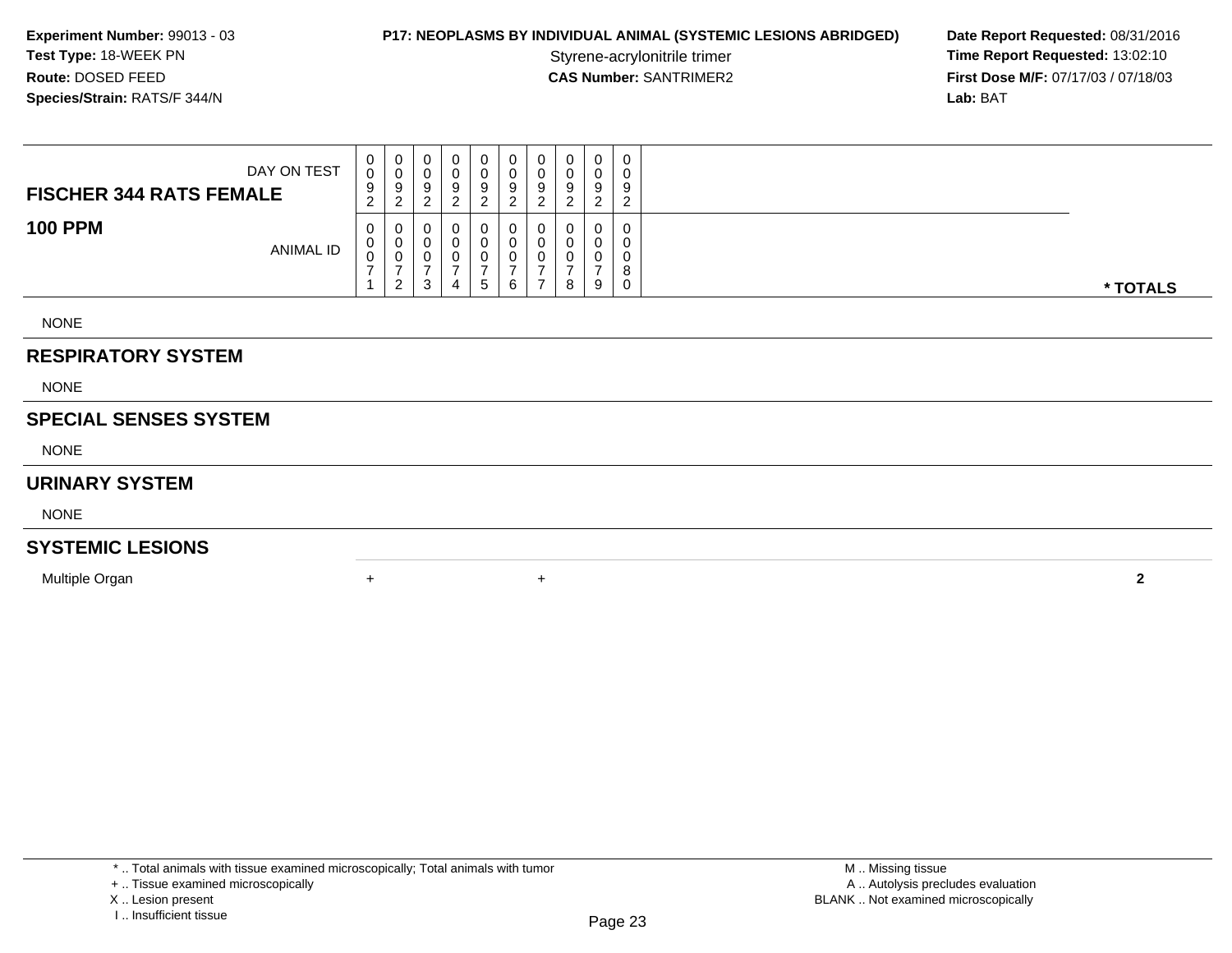**Experiment Number:** 99013 - 03
**Test Type:** 18-WEEK PN
**Route:** DOSED FEED
**Species/Strain:** RATS/F 344/N

**P17: NEOPLASMS BY INDIVIDUAL ANIMAL (SYSTEMIC LESIONS ABRIDGED)**
Styrene-acrylonitrile trimer
**CAS Number:** SANTRIMER2

**Date Report Requested:** 08/31/2016
**Time Report Requested:** 13:02:10
**First Dose M/F:** 07/17/03 / 07/18/03
**Lab:** BAT

| FISCHER 344 RATS FEMALE — DAY ON TEST | 0092 | 0092 | 0092 | 0092 | 0092 | 0092 | 0092 | 0092 | 0092 | 0092 | |
|---|---|---|---|---|---|---|---|---|---|---|---|
| **100 PPM** — ANIMAL ID | 00071 | 00072 | 00073 | 00074 | 00075 | 00076 | 00077 | 00078 | 00079 | 00080 | *** TOTALS** |
| NONE | | | | | | | | | | | |
| **RESPIRATORY SYSTEM** | | | | | | | | | | | |
| NONE | | | | | | | | | | | |
| **SPECIAL SENSES SYSTEM** | | | | | | | | | | | |
| NONE | | | | | | | | | | | |
| **URINARY SYSTEM** | | | | | | | | | | | |
| NONE | | | | | | | | | | | |
| **SYSTEMIC LESIONS** | | | | | | | | | | | |
| Multiple Organ | + | | | | | + | | | | | **2** |

\* .. Total animals with tissue examined microscopically; Total animals with tumor
\+ .. Tissue examined microscopically
X .. Lesion present
I .. Insufficient tissue

M .. Missing tissue
A .. Autolysis precludes evaluation
BLANK .. Not examined microscopically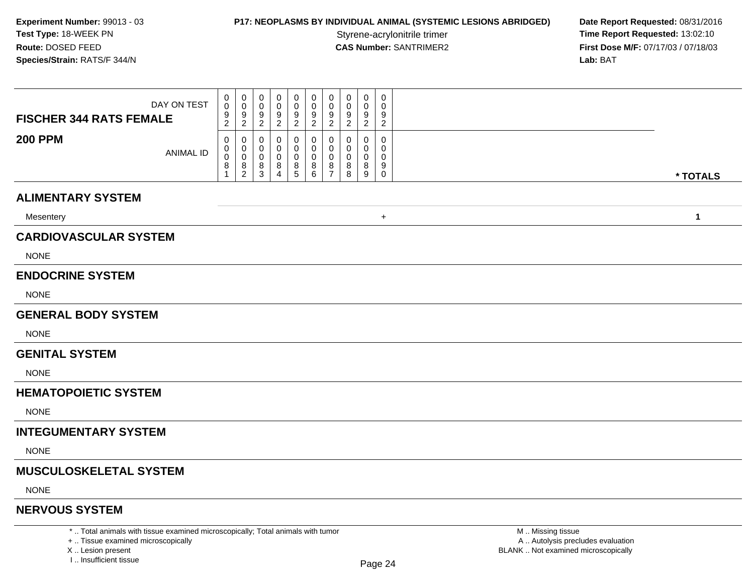**Experiment Number:** 99013 - 03
**Test Type:** 18-WEEK PN
**Route:** DOSED FEED
**Species/Strain:** RATS/F 344/N

**P17: NEOPLASMS BY INDIVIDUAL ANIMAL (SYSTEMIC LESIONS ABRIDGED)**
Styrene-acrylonitrile trimer
**CAS Number:** SANTRIMER2

**Date Report Requested:** 08/31/2016
**Time Report Requested:** 13:02:10
**First Dose M/F:** 07/17/03 / 07/18/03
**Lab:** BAT

| FISCHER 344 RATS FEMALE — DAY ON TEST | 0092 | 0092 | 0092 | 0092 | 0092 | 0092 | 0092 | 0092 | 0092 | 0092 | |
|---|---|---|---|---|---|---|---|---|---|---|---|
| **200 PPM** — ANIMAL ID | 00081 | 00082 | 00083 | 00084 | 00085 | 00086 | 00087 | 00088 | 00089 | 00090 | *** TOTALS** |
| **ALIMENTARY SYSTEM** | | | | | | | | | | | |
| Mesentery | | | | | | | | | | + | **1** |
| **CARDIOVASCULAR SYSTEM** | | | | | | | | | | | |
| NONE | | | | | | | | | | | |
| **ENDOCRINE SYSTEM** | | | | | | | | | | | |
| NONE | | | | | | | | | | | |
| **GENERAL BODY SYSTEM** | | | | | | | | | | | |
| NONE | | | | | | | | | | | |
| **GENITAL SYSTEM** | | | | | | | | | | | |
| NONE | | | | | | | | | | | |
| **HEMATOPOIETIC SYSTEM** | | | | | | | | | | | |
| NONE | | | | | | | | | | | |
| **INTEGUMENTARY SYSTEM** | | | | | | | | | | | |
| NONE | | | | | | | | | | | |
| **MUSCULOSKELETAL SYSTEM** | | | | | | | | | | | |
| NONE | | | | | | | | | | | |
| **NERVOUS SYSTEM** | | | | | | | | | | | |

* .. Total animals with tissue examined microscopically; Total animals with tumor
+ .. Tissue examined microscopically
X .. Lesion present
I .. Insufficient tissue

M .. Missing tissue
A .. Autolysis precludes evaluation
BLANK .. Not examined microscopically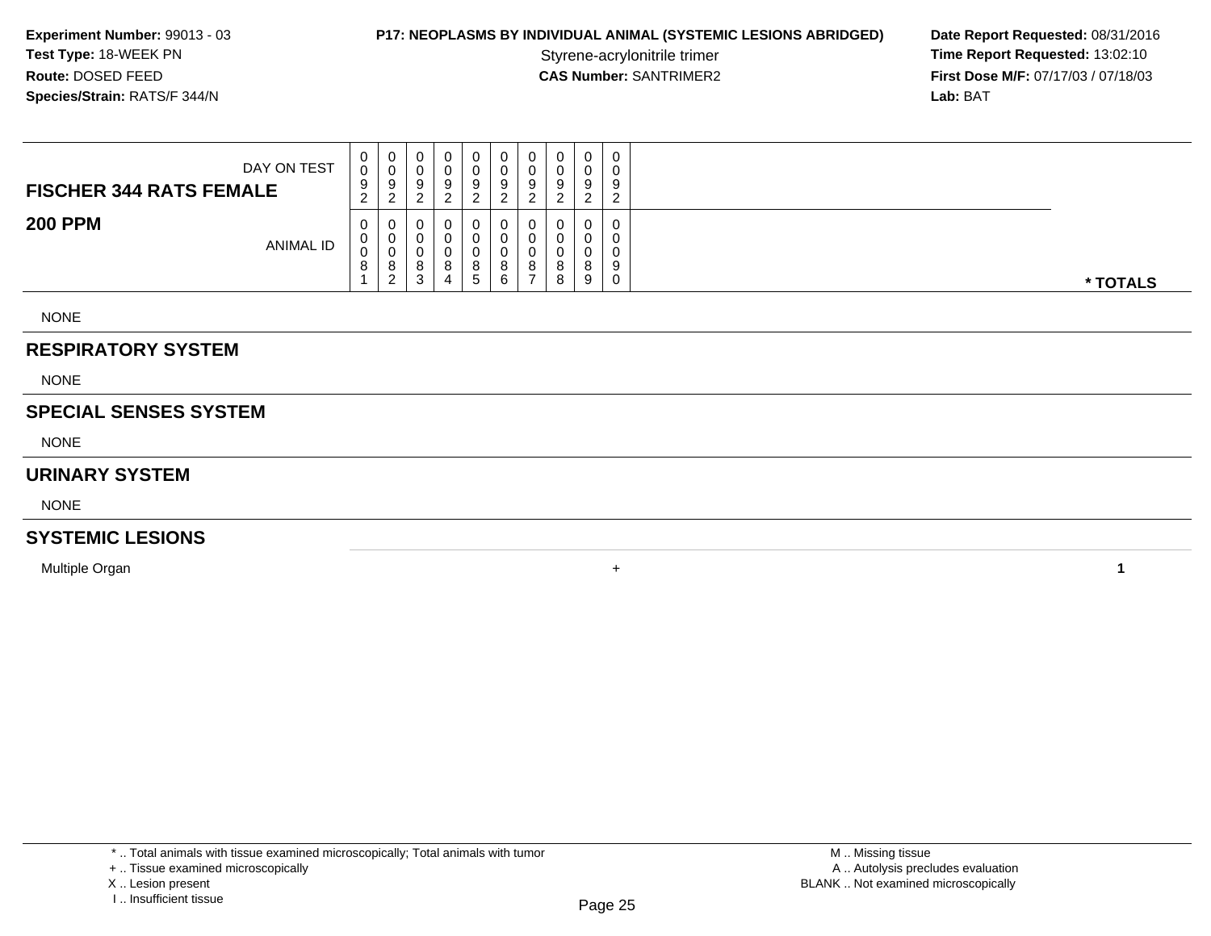**Experiment Number:** 99013 - 03
**Test Type:** 18-WEEK PN
**Route:** DOSED FEED
**Species/Strain:** RATS/F 344/N

**P17: NEOPLASMS BY INDIVIDUAL ANIMAL (SYSTEMIC LESIONS ABRIDGED)**
Styrene-acrylonitrile trimer
**CAS Number:** SANTRIMER2

**Date Report Requested:** 08/31/2016
**Time Report Requested:** 13:02:10
**First Dose M/F:** 07/17/03 / 07/18/03
**Lab:** BAT

| FISCHER 344 RATS FEMALE — DAY ON TEST | 0092 | 0092 | 0092 | 0092 | 0092 | 0092 | 0092 | 0092 | 0092 | 0092 | |
|---|---|---|---|---|---|---|---|---|---|---|---|
| **200 PPM** — ANIMAL ID | 00081 | 00082 | 00083 | 00084 | 00085 | 00086 | 00087 | 00088 | 00089 | 00090 | *** TOTALS** |
| NONE | | | | | | | | | | | |
| **RESPIRATORY SYSTEM** | | | | | | | | | | | |
| NONE | | | | | | | | | | | |
| **SPECIAL SENSES SYSTEM** | | | | | | | | | | | |
| NONE | | | | | | | | | | | |
| **URINARY SYSTEM** | | | | | | | | | | | |
| NONE | | | | | | | | | | | |
| **SYSTEMIC LESIONS** | | | | | | | | | | | |
| Multiple Organ | | | | | | | | | | + | **1** |

\* .. Total animals with tissue examined microscopically; Total animals with tumor
\+ .. Tissue examined microscopically
X .. Lesion present
I .. Insufficient tissue

M .. Missing tissue
A .. Autolysis precludes evaluation
BLANK .. Not examined microscopically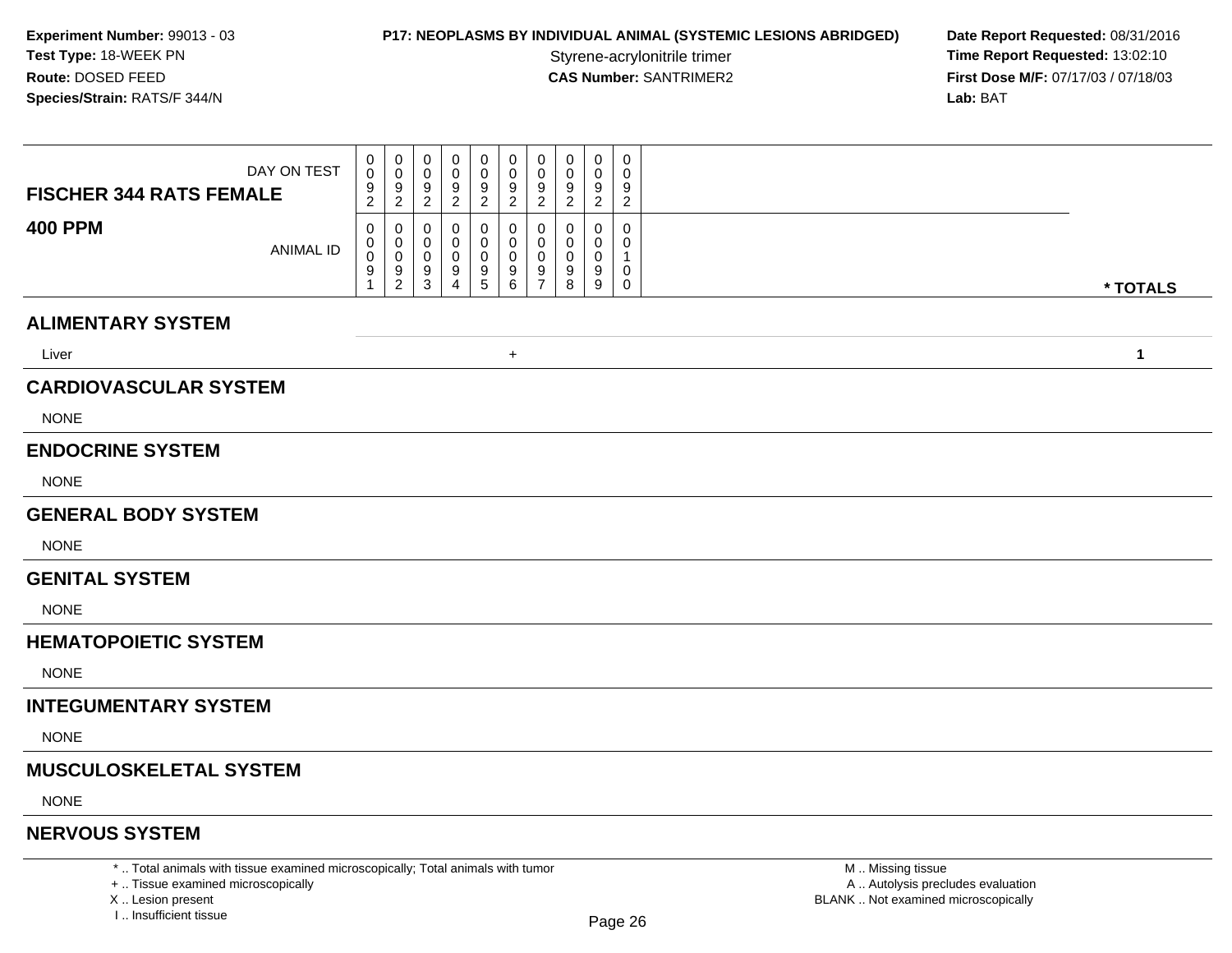**Experiment Number:** 99013 - 03
**Test Type:** 18-WEEK PN
**Route:** DOSED FEED
**Species/Strain:** RATS/F 344/N

**P17: NEOPLASMS BY INDIVIDUAL ANIMAL (SYSTEMIC LESIONS ABRIDGED)**
Styrene-acrylonitrile trimer
**CAS Number:** SANTRIMER2

**Date Report Requested:** 08/31/2016
**Time Report Requested:** 13:02:10
**First Dose M/F:** 07/17/03 / 07/18/03
**Lab:** BAT

| FISCHER 344 RATS FEMALE 400 PPM | | | | | | | | | | | |
|---|---|---|---|---|---|---|---|---|---|---|---|
| DAY ON TEST | 0092 | 0092 | 0092 | 0092 | 0092 | 0092 | 0092 | 0092 | 0092 | 0092 | |
| ANIMAL ID | 00091 | 00092 | 00093 | 00094 | 00095 | 00096 | 00097 | 00098 | 00099 | 00100 | * TOTALS |
| **ALIMENTARY SYSTEM** | | | | | | | | | | | |
| Liver | | | | | | + | | | | | 1 |
| **CARDIOVASCULAR SYSTEM** | | | | | | | | | | | |
| NONE | | | | | | | | | | | |
| **ENDOCRINE SYSTEM** | | | | | | | | | | | |
| NONE | | | | | | | | | | | |
| **GENERAL BODY SYSTEM** | | | | | | | | | | | |
| NONE | | | | | | | | | | | |
| **GENITAL SYSTEM** | | | | | | | | | | | |
| NONE | | | | | | | | | | | |
| **HEMATOPOIETIC SYSTEM** | | | | | | | | | | | |
| NONE | | | | | | | | | | | |
| **INTEGUMENTARY SYSTEM** | | | | | | | | | | | |
| NONE | | | | | | | | | | | |
| **MUSCULOSKELETAL SYSTEM** | | | | | | | | | | | |
| NONE | | | | | | | | | | | |
| **NERVOUS SYSTEM** | | | | | | | | | | | |

\* .. Total animals with tissue examined microscopically; Total animals with tumor
\+ .. Tissue examined microscopically
X .. Lesion present
I .. Insufficient tissue

M .. Missing tissue
A .. Autolysis precludes evaluation
BLANK .. Not examined microscopically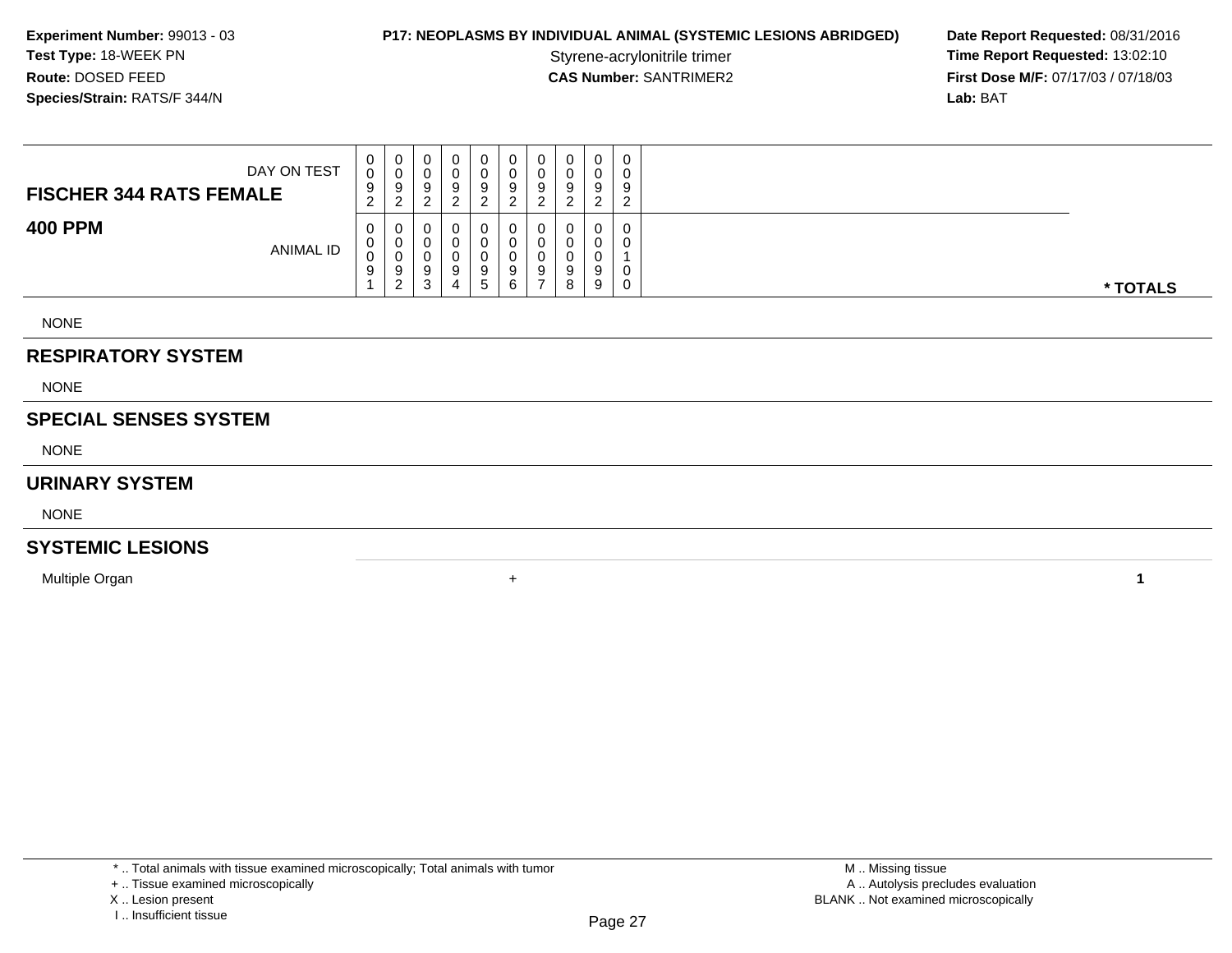**Experiment Number:** 99013 - 03
**Test Type:** 18-WEEK PN
**Route:** DOSED FEED
**Species/Strain:** RATS/F 344/N

**P17: NEOPLASMS BY INDIVIDUAL ANIMAL (SYSTEMIC LESIONS ABRIDGED)**
Styrene-acrylonitrile trimer
**CAS Number:** SANTRIMER2

**Date Report Requested:** 08/31/2016
**Time Report Requested:** 13:02:10
**First Dose M/F:** 07/17/03 / 07/18/03
**Lab:** BAT

| FISCHER 344 RATS FEMALE / 400 PPM | | | | | | | | | | | |
|---|---|---|---|---|---|---|---|---|---|---|---|
| DAY ON TEST | 0092 | 0092 | 0092 | 0092 | 0092 | 0092 | 0092 | 0092 | 0092 | 0092 | |
| ANIMAL ID | 00091 | 00092 | 00093 | 00094 | 00095 | 00096 | 00097 | 00098 | 00099 | 00100 | * TOTALS |
| NONE | | | | | | | | | | | |
| **RESPIRATORY SYSTEM** | | | | | | | | | | | |
| NONE | | | | | | | | | | | |
| **SPECIAL SENSES SYSTEM** | | | | | | | | | | | |
| NONE | | | | | | | | | | | |
| **URINARY SYSTEM** | | | | | | | | | | | |
| NONE | | | | | | | | | | | |
| **SYSTEMIC LESIONS** | | | | | | | | | | | |
| Multiple Organ | | | | | | + | | | | | **1** |

\* .. Total animals with tissue examined microscopically; Total animals with tumor
\+ .. Tissue examined microscopically
X .. Lesion present
I .. Insufficient tissue

M .. Missing tissue
A .. Autolysis precludes evaluation
BLANK .. Not examined microscopically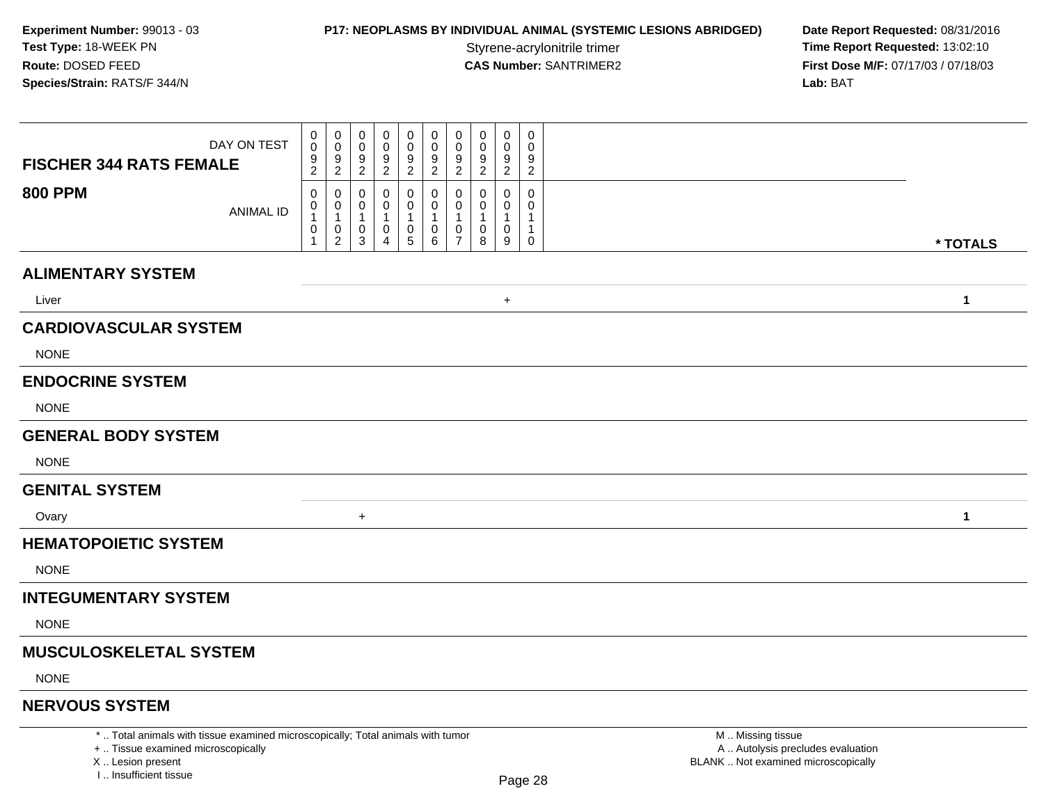**Experiment Number:** 99013 - 03
**Test Type:** 18-WEEK PN
**Route:** DOSED FEED
**Species/Strain:** RATS/F 344/N

**P17: NEOPLASMS BY INDIVIDUAL ANIMAL (SYSTEMIC LESIONS ABRIDGED)**
Styrene-acrylonitrile trimer
**CAS Number:** SANTRIMER2

**Date Report Requested:** 08/31/2016
**Time Report Requested:** 13:02:10
**First Dose M/F:** 07/17/03 / 07/18/03
**Lab:** BAT

| FISCHER 344 RATS FEMALE — 800 PPM | | | | | | | | | | | |
|---|---|---|---|---|---|---|---|---|---|---|---|
| DAY ON TEST | 0092 | 0092 | 0092 | 0092 | 0092 | 0092 | 0092 | 0092 | 0092 | 0092 | |
| ANIMAL ID | 00101 | 00102 | 00103 | 00104 | 00105 | 00106 | 00107 | 00108 | 00109 | 00110 | * TOTALS |
| **ALIMENTARY SYSTEM** | | | | | | | | | | | |
| Liver | | | | | | | | | + | | 1 |
| **CARDIOVASCULAR SYSTEM** | | | | | | | | | | | |
| NONE | | | | | | | | | | | |
| **ENDOCRINE SYSTEM** | | | | | | | | | | | |
| NONE | | | | | | | | | | | |
| **GENERAL BODY SYSTEM** | | | | | | | | | | | |
| NONE | | | | | | | | | | | |
| **GENITAL SYSTEM** | | | | | | | | | | | |
| Ovary | | | + | | | | | | | | 1 |
| **HEMATOPOIETIC SYSTEM** | | | | | | | | | | | |
| NONE | | | | | | | | | | | |
| **INTEGUMENTARY SYSTEM** | | | | | | | | | | | |
| NONE | | | | | | | | | | | |
| **MUSCULOSKELETAL SYSTEM** | | | | | | | | | | | |
| NONE | | | | | | | | | | | |
| **NERVOUS SYSTEM** | | | | | | | | | | | |

* .. Total animals with tissue examined microscopically; Total animals with tumor
+ .. Tissue examined microscopically
X .. Lesion present
I .. Insufficient tissue

M .. Missing tissue
A .. Autolysis precludes evaluation
BLANK .. Not examined microscopically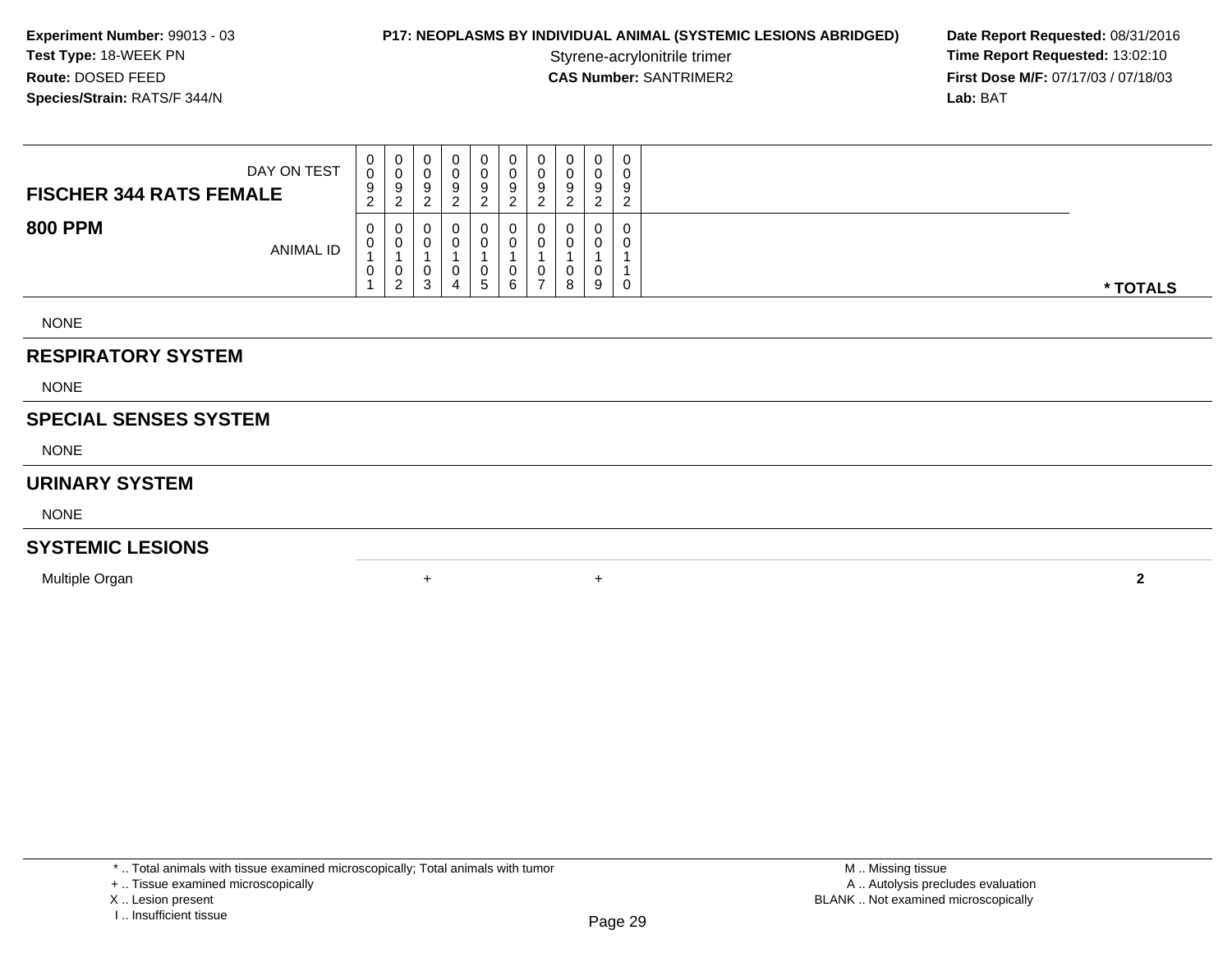**Experiment Number:** 99013 - 03
**Test Type:** 18-WEEK PN
**Route:** DOSED FEED
**Species/Strain:** RATS/F 344/N

**P17: NEOPLASMS BY INDIVIDUAL ANIMAL (SYSTEMIC LESIONS ABRIDGED)**
Styrene-acrylonitrile trimer
**CAS Number:** SANTRIMER2

**Date Report Requested:** 08/31/2016
**Time Report Requested:** 13:02:10
**First Dose M/F:** 07/17/03 / 07/18/03
**Lab:** BAT

| FISCHER 344 RATS FEMALE / 800 PPM | | | | | | | | | | | |
|---|---|---|---|---|---|---|---|---|---|---|---|
| DAY ON TEST | 0092 | 0092 | 0092 | 0092 | 0092 | 0092 | 0092 | 0092 | 0092 | 0092 | |
| ANIMAL ID | 00101 | 00102 | 00103 | 00104 | 00105 | 00106 | 00107 | 00108 | 00109 | 00110 | * TOTALS |
| NONE | | | | | | | | | | | |
| **RESPIRATORY SYSTEM** | | | | | | | | | | | |
| NONE | | | | | | | | | | | |
| **SPECIAL SENSES SYSTEM** | | | | | | | | | | | |
| NONE | | | | | | | | | | | |
| **URINARY SYSTEM** | | | | | | | | | | | |
| NONE | | | | | | | | | | | |
| **SYSTEMIC LESIONS** | | | | | | | | | | | |
| Multiple Organ | | | + | | | | | + | | | 2 |

* .. Total animals with tissue examined microscopically; Total animals with tumor
+ .. Tissue examined microscopically
X .. Lesion present
I .. Insufficient tissue

M .. Missing tissue
A .. Autolysis precludes evaluation
BLANK .. Not examined microscopically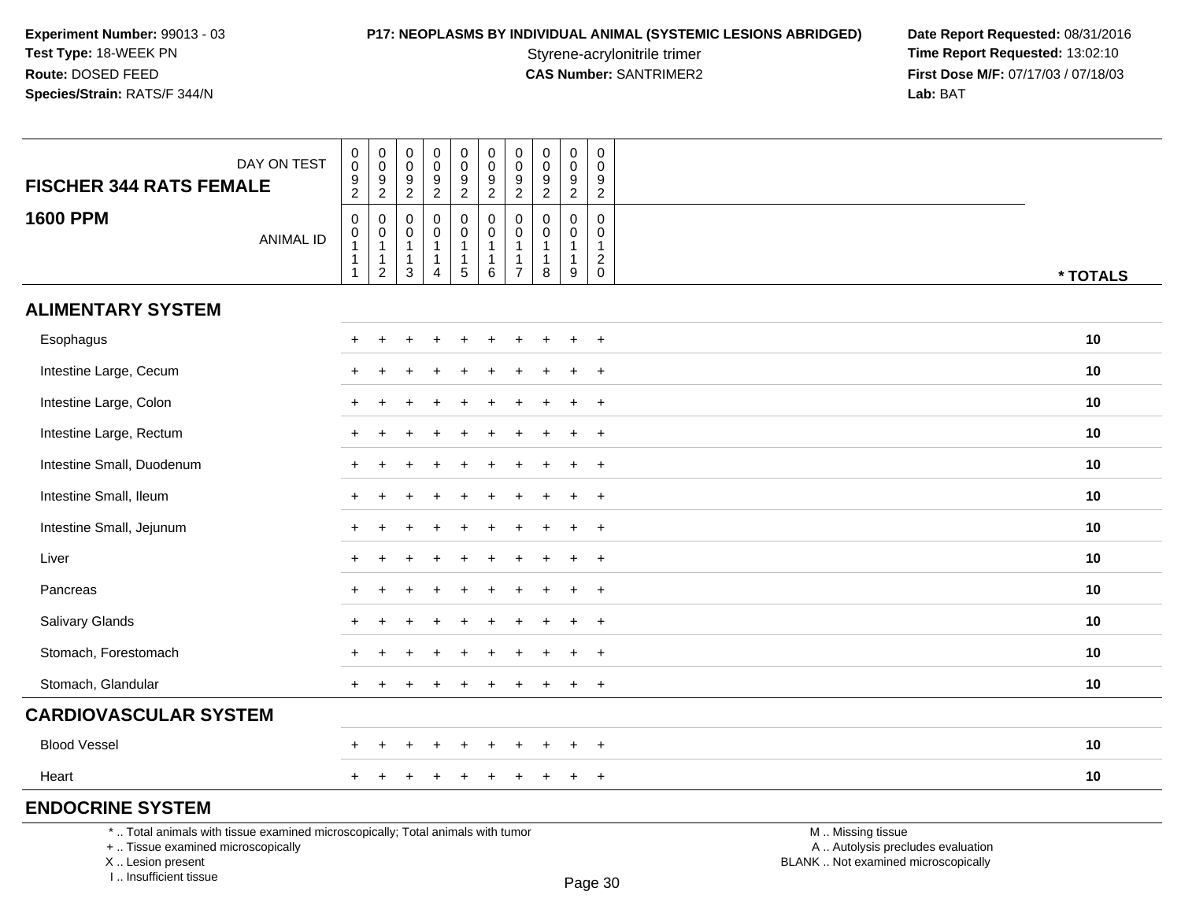**Experiment Number:** 99013 - 03
**Test Type:** 18-WEEK PN
**Route:** DOSED FEED
**Species/Strain:** RATS/F 344/N

**P17: NEOPLASMS BY INDIVIDUAL ANIMAL (SYSTEMIC LESIONS ABRIDGED)**
Styrene-acrylonitrile trimer
**CAS Number:** SANTRIMER2

**Date Report Requested:** 08/31/2016
**Time Report Requested:** 13:02:10
**First Dose M/F:** 07/17/03 / 07/18/03
**Lab:** BAT

| FISCHER 344 RATS FEMALE — DAY ON TEST | 0092 | 0092 | 0092 | 0092 | 0092 | 0092 | 0092 | 0092 | 0092 | 0092 | |
|---|---|---|---|---|---|---|---|---|---|---|---|
| **1600 PPM** — ANIMAL ID | 00111 | 00112 | 00113 | 00114 | 00115 | 00116 | 00117 | 00118 | 00119 | 00120 | *** TOTALS** |
| **ALIMENTARY SYSTEM** | | | | | | | | | | | |
| Esophagus | + | + | + | + | + | + | + | + | + | + | **10** |
| Intestine Large, Cecum | + | + | + | + | + | + | + | + | + | + | **10** |
| Intestine Large, Colon | + | + | + | + | + | + | + | + | + | + | **10** |
| Intestine Large, Rectum | + | + | + | + | + | + | + | + | + | + | **10** |
| Intestine Small, Duodenum | + | + | + | + | + | + | + | + | + | + | **10** |
| Intestine Small, Ileum | + | + | + | + | + | + | + | + | + | + | **10** |
| Intestine Small, Jejunum | + | + | + | + | + | + | + | + | + | + | **10** |
| Liver | + | + | + | + | + | + | + | + | + | + | **10** |
| Pancreas | + | + | + | + | + | + | + | + | + | + | **10** |
| Salivary Glands | + | + | + | + | + | + | + | + | + | + | **10** |
| Stomach, Forestomach | + | + | + | + | + | + | + | + | + | + | **10** |
| Stomach, Glandular | + | + | + | + | + | + | + | + | + | + | **10** |
| **CARDIOVASCULAR SYSTEM** | | | | | | | | | | | |
| Blood Vessel | + | + | + | + | + | + | + | + | + | + | **10** |
| Heart | + | + | + | + | + | + | + | + | + | + | **10** |
| **ENDOCRINE SYSTEM** | | | | | | | | | | | |

* .. Total animals with tissue examined microscopically; Total animals with tumor
+ .. Tissue examined microscopically
X .. Lesion present
I .. Insufficient tissue

M .. Missing tissue
A .. Autolysis precludes evaluation
BLANK .. Not examined microscopically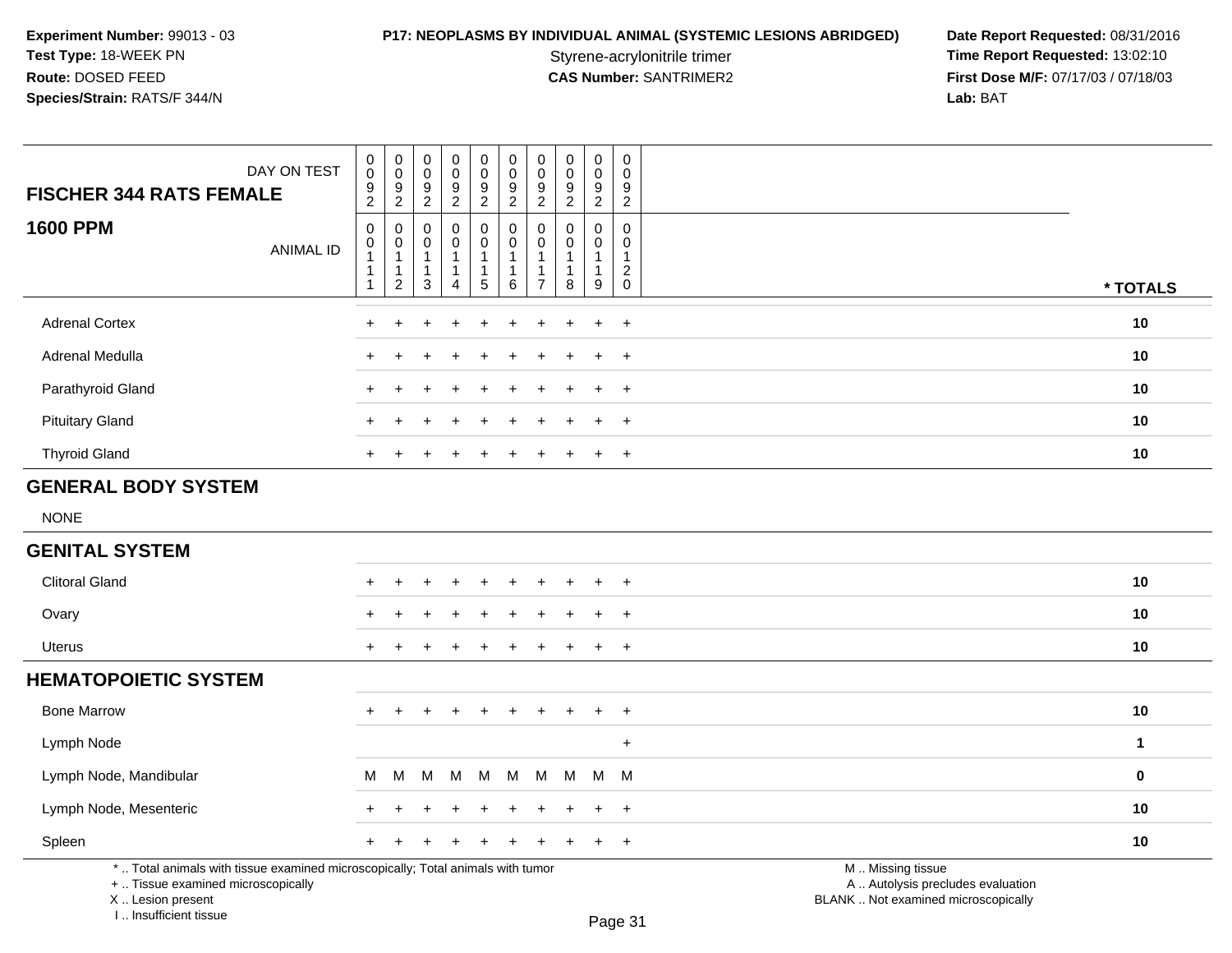**Experiment Number:** 99013 - 03
**Test Type:** 18-WEEK PN
**Route:** DOSED FEED
**Species/Strain:** RATS/F 344/N

**P17: NEOPLASMS BY INDIVIDUAL ANIMAL (SYSTEMIC LESIONS ABRIDGED)**
Styrene-acrylonitrile trimer
**CAS Number:** SANTRIMER2

**Date Report Requested:** 08/31/2016
**Time Report Requested:** 13:02:10
**First Dose M/F:** 07/17/03 / 07/18/03
**Lab:** BAT

| FISCHER 344 RATS FEMALE — DAY ON TEST | 0092 | 0092 | 0092 | 0092 | 0092 | 0092 | 0092 | 0092 | 0092 | 0092 | |
|---|---|---|---|---|---|---|---|---|---|---|---|
| **1600 PPM** — ANIMAL ID | 00111 | 00112 | 00113 | 00114 | 00115 | 00116 | 00117 | 00118 | 00119 | 00120 | *** TOTALS** |
| Adrenal Cortex | + | + | + | + | + | + | + | + | + | + | **10** |
| Adrenal Medulla | + | + | + | + | + | + | + | + | + | + | **10** |
| Parathyroid Gland | + | + | + | + | + | + | + | + | + | + | **10** |
| Pituitary Gland | + | + | + | + | + | + | + | + | + | + | **10** |
| Thyroid Gland | + | + | + | + | + | + | + | + | + | + | **10** |
| **GENERAL BODY SYSTEM** | | | | | | | | | | | |
| NONE | | | | | | | | | | | |
| **GENITAL SYSTEM** | | | | | | | | | | | |
| Clitoral Gland | + | + | + | + | + | + | + | + | + | + | **10** |
| Ovary | + | + | + | + | + | + | + | + | + | + | **10** |
| Uterus | + | + | + | + | + | + | + | + | + | + | **10** |
| **HEMATOPOIETIC SYSTEM** | | | | | | | | | | | |
| Bone Marrow | + | + | + | + | + | + | + | + | + | + | **10** |
| Lymph Node | | | | | | | | | | + | **1** |
| Lymph Node, Mandibular | M | M | M | M | M | M | M | M | M | M | **0** |
| Lymph Node, Mesenteric | + | + | + | + | + | + | + | + | + | + | **10** |
| Spleen | + | + | + | + | + | + | + | + | + | + | **10** |

* .. Total animals with tissue examined microscopically; Total animals with tumor
+ .. Tissue examined microscopically
X .. Lesion present
I .. Insufficient tissue

M .. Missing tissue
A .. Autolysis precludes evaluation
BLANK .. Not examined microscopically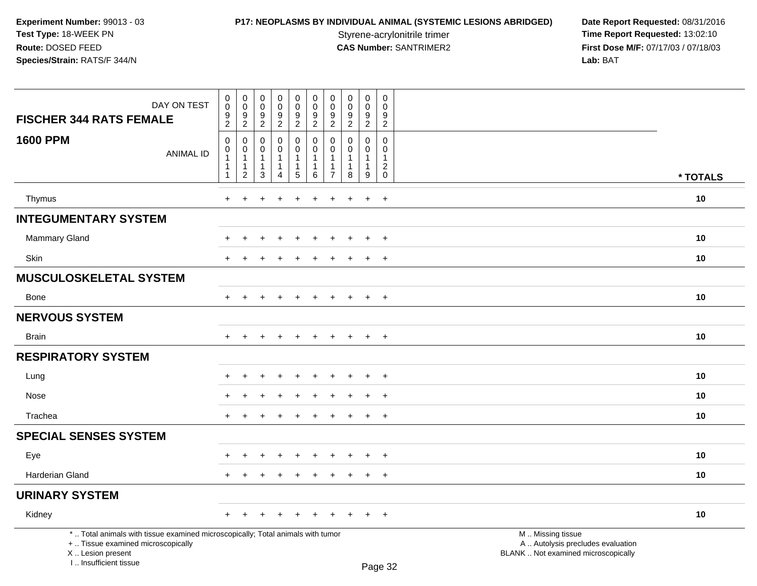**Experiment Number:** 99013 - 03
**Test Type:** 18-WEEK PN
**Route:** DOSED FEED
**Species/Strain:** RATS/F 344/N

**P17: NEOPLASMS BY INDIVIDUAL ANIMAL (SYSTEMIC LESIONS ABRIDGED)**
Styrene-acrylonitrile trimer
**CAS Number:** SANTRIMER2

**Date Report Requested:** 08/31/2016
**Time Report Requested:** 13:02:10
**First Dose M/F:** 07/17/03 / 07/18/03
**Lab:** BAT

| FISCHER 344 RATS FEMALE 1600 PPM | DAY ON TEST | 0092 | 0092 | 0092 | 0092 | 0092 | 0092 | 0092 | 0092 | 0092 | 0092 | |
|---|---|---|---|---|---|---|---|---|---|---|---|---|
| | ANIMAL ID | 00111 | 00112 | 00113 | 00114 | 00115 | 00116 | 00117 | 00118 | 00119 | 00120 | * TOTALS |
| Thymus | | + | + | + | + | + | + | + | + | + | + | 10 |
| **INTEGUMENTARY SYSTEM** | | | | | | | | | | | | |
| Mammary Gland | | + | + | + | + | + | + | + | + | + | + | 10 |
| Skin | | + | + | + | + | + | + | + | + | + | + | 10 |
| **MUSCULOSKELETAL SYSTEM** | | | | | | | | | | | | |
| Bone | | + | + | + | + | + | + | + | + | + | + | 10 |
| **NERVOUS SYSTEM** | | | | | | | | | | | | |
| Brain | | + | + | + | + | + | + | + | + | + | + | 10 |
| **RESPIRATORY SYSTEM** | | | | | | | | | | | | |
| Lung | | + | + | + | + | + | + | + | + | + | + | 10 |
| Nose | | + | + | + | + | + | + | + | + | + | + | 10 |
| Trachea | | + | + | + | + | + | + | + | + | + | + | 10 |
| **SPECIAL SENSES SYSTEM** | | | | | | | | | | | | |
| Eye | | + | + | + | + | + | + | + | + | + | + | 10 |
| Harderian Gland | | + | + | + | + | + | + | + | + | + | + | 10 |
| **URINARY SYSTEM** | | | | | | | | | | | | |
| Kidney | | + | + | + | + | + | + | + | + | + | + | 10 |

* .. Total animals with tissue examined microscopically; Total animals with tumor
+ .. Tissue examined microscopically
X .. Lesion present
I .. Insufficient tissue

M .. Missing tissue
A .. Autolysis precludes evaluation
BLANK .. Not examined microscopically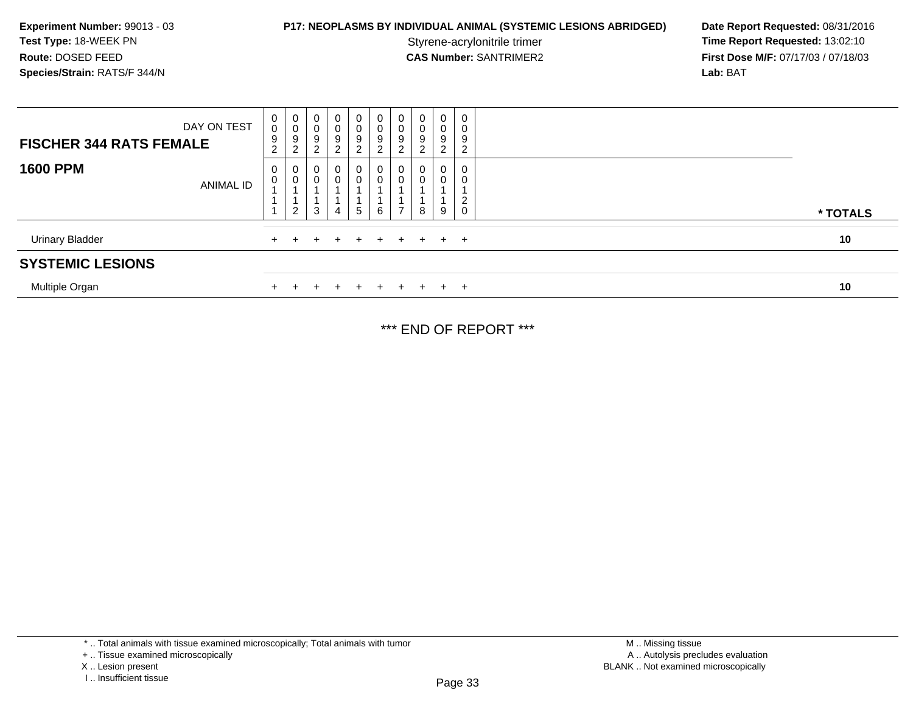**Experiment Number:** 99013 - 03
**Test Type:** 18-WEEK PN
**Route:** DOSED FEED
**Species/Strain:** RATS/F 344/N

**P17: NEOPLASMS BY INDIVIDUAL ANIMAL (SYSTEMIC LESIONS ABRIDGED)**
Styrene-acrylonitrile trimer
**CAS Number:** SANTRIMER2

**Date Report Requested:** 08/31/2016
**Time Report Requested:** 13:02:10
**First Dose M/F:** 07/17/03 / 07/18/03
**Lab:** BAT

| FISCHER 344 RATS FEMALE — DAY ON TEST | 0092 | 0092 | 0092 | 0092 | 0092 | 0092 | 0092 | 0092 | 0092 | 0092 | |
|---|---|---|---|---|---|---|---|---|---|---|---|
| **1600 PPM** — ANIMAL ID | 00111 | 00112 | 00113 | 00114 | 00115 | 00116 | 00117 | 00118 | 00119 | 00120 | * TOTALS |
| Urinary Bladder | + | + | + | + | + | + | + | + | + | + | 10 |
| **SYSTEMIC LESIONS** | | | | | | | | | | | |
| Multiple Organ | + | + | + | + | + | + | + | + | + | + | 10 |

*** END OF REPORT ***

* .. Total animals with tissue examined microscopically; Total animals with tumor
+ .. Tissue examined microscopically
X .. Lesion present
I .. Insufficient tissue

M .. Missing tissue
A .. Autolysis precludes evaluation
BLANK .. Not examined microscopically